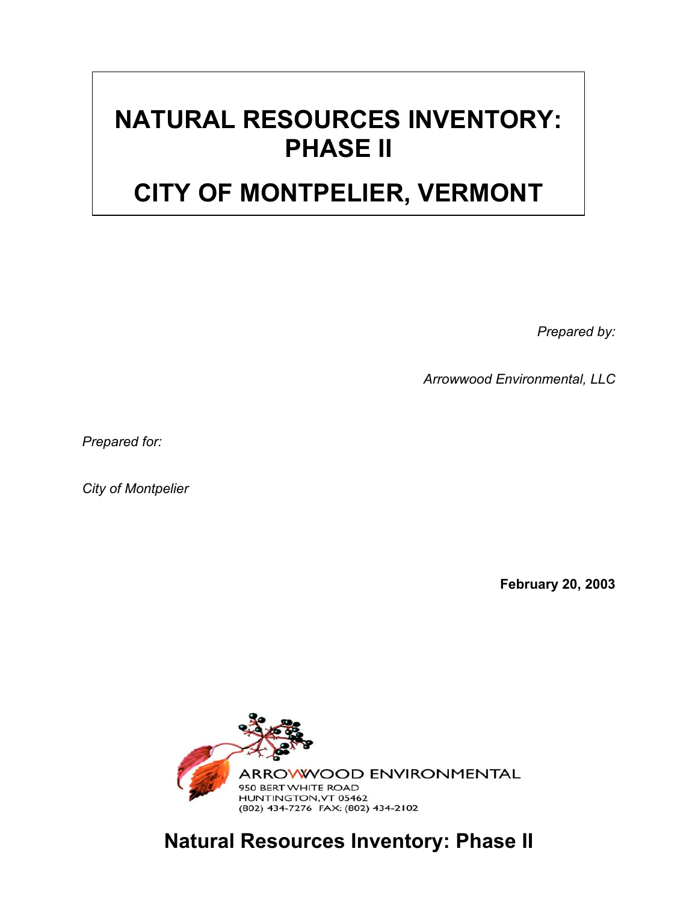# NATURAL RESOURCES INVENTORY: PHASE II

# CITY OF MONTPELIER, VERMONT

*Prepared by:*

*Arrowwood Environmental, LLC*

*Prepared for:*

*City of Montpelier*

**February 20, 2003**

ARROWWOOD ENVIRONMENTAL
950 BERT WHITE ROAD
HUNTINGTON, VT 05462
(802) 434-7276 FAX: (802) 434-2102

**Natural Resources Inventory: Phase II**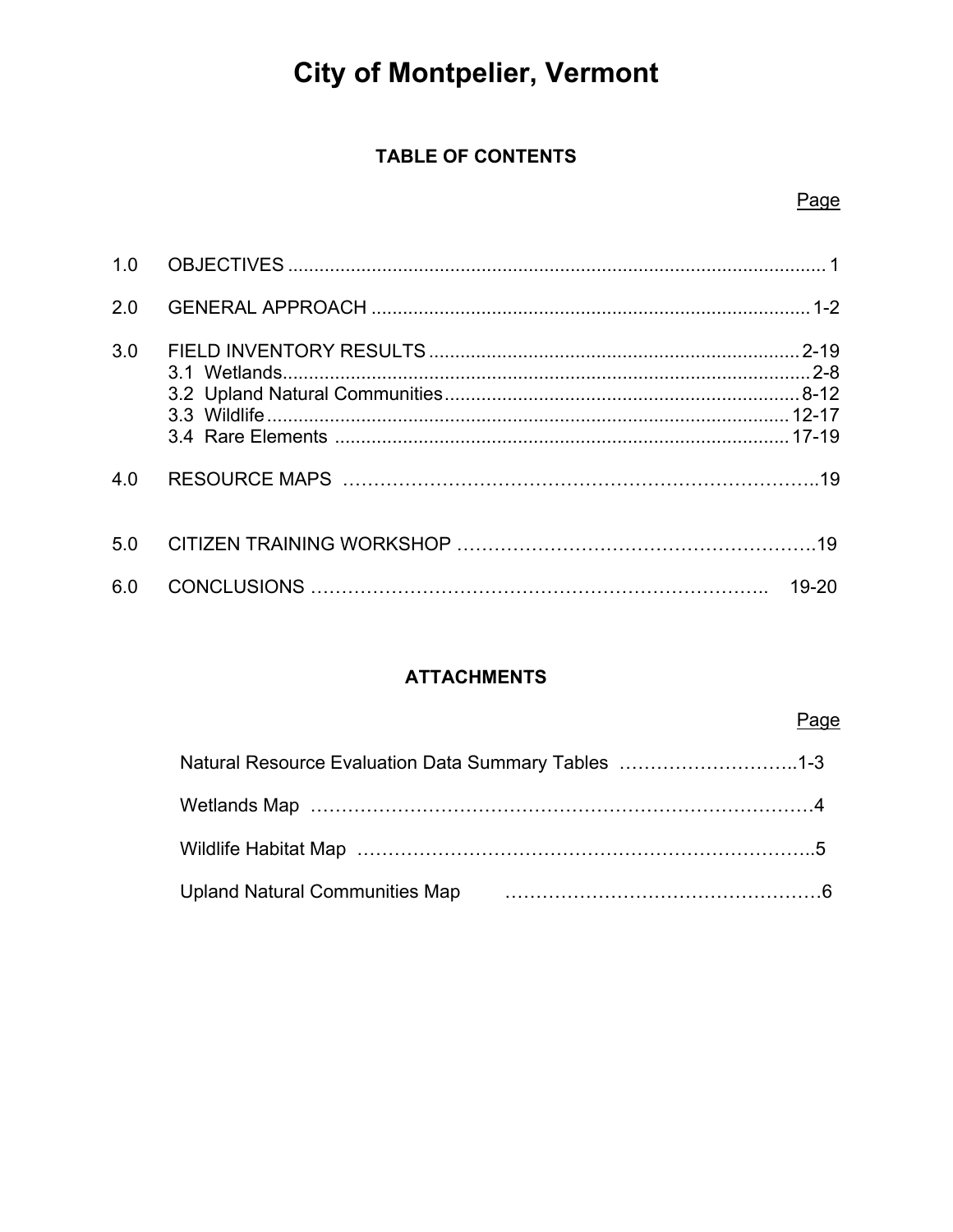# City of Montpelier, Vermont

## TABLE OF CONTENTS

| | | Page |
|---|---|---|
| 1.0 | OBJECTIVES | 1 |
| 2.0 | GENERAL APPROACH | 1-2 |
| 3.0 | FIELD INVENTORY RESULTS | 2-19 |
| | 3.1 Wetlands | 2-8 |
| | 3.2 Upland Natural Communities | 8-12 |
| | 3.3 Wildlife | 12-17 |
| | 3.4 Rare Elements | 17-19 |
| 4.0 | RESOURCE MAPS | 19 |
| 5.0 | CITIZEN TRAINING WORKSHOP | 19 |
| 6.0 | CONCLUSIONS | 19-20 |

## ATTACHMENTS

| | Page |
|---|---|
| Natural Resource Evaluation Data Summary Tables | 1-3 |
| Wetlands Map | 4 |
| Wildlife Habitat Map | 5 |
| Upland Natural Communities Map | 6 |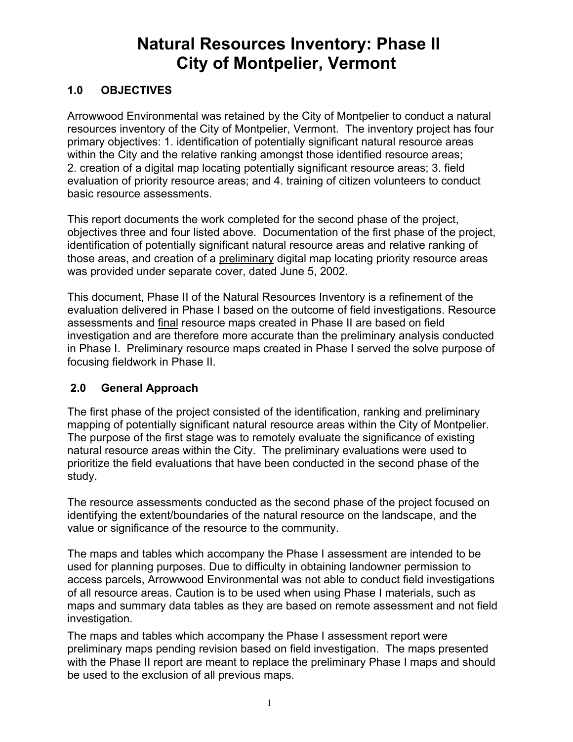# Natural Resources Inventory: Phase II
# City of Montpelier, Vermont

## 1.0 OBJECTIVES

Arrowwood Environmental was retained by the City of Montpelier to conduct a natural resources inventory of the City of Montpelier, Vermont. The inventory project has four primary objectives: 1. identification of potentially significant natural resource areas within the City and the relative ranking amongst those identified resource areas; 2. creation of a digital map locating potentially significant resource areas; 3. field evaluation of priority resource areas; and 4. training of citizen volunteers to conduct basic resource assessments.

This report documents the work completed for the second phase of the project, objectives three and four listed above. Documentation of the first phase of the project, identification of potentially significant natural resource areas and relative ranking of those areas, and creation of a <u>preliminary</u> digital map locating priority resource areas was provided under separate cover, dated June 5, 2002.

This document, Phase II of the Natural Resources Inventory is a refinement of the evaluation delivered in Phase I based on the outcome of field investigations. Resource assessments and <u>final</u> resource maps created in Phase II are based on field investigation and are therefore more accurate than the preliminary analysis conducted in Phase I. Preliminary resource maps created in Phase I served the solve purpose of focusing fieldwork in Phase II.

## 2.0 General Approach

The first phase of the project consisted of the identification, ranking and preliminary mapping of potentially significant natural resource areas within the City of Montpelier. The purpose of the first stage was to remotely evaluate the significance of existing natural resource areas within the City. The preliminary evaluations were used to prioritize the field evaluations that have been conducted in the second phase of the study.

The resource assessments conducted as the second phase of the project focused on identifying the extent/boundaries of the natural resource on the landscape, and the value or significance of the resource to the community.

The maps and tables which accompany the Phase I assessment are intended to be used for planning purposes. Due to difficulty in obtaining landowner permission to access parcels, Arrowwood Environmental was not able to conduct field investigations of all resource areas. Caution is to be used when using Phase I materials, such as maps and summary data tables as they are based on remote assessment and not field investigation.

The maps and tables which accompany the Phase I assessment report were preliminary maps pending revision based on field investigation. The maps presented with the Phase II report are meant to replace the preliminary Phase I maps and should be used to the exclusion of all previous maps.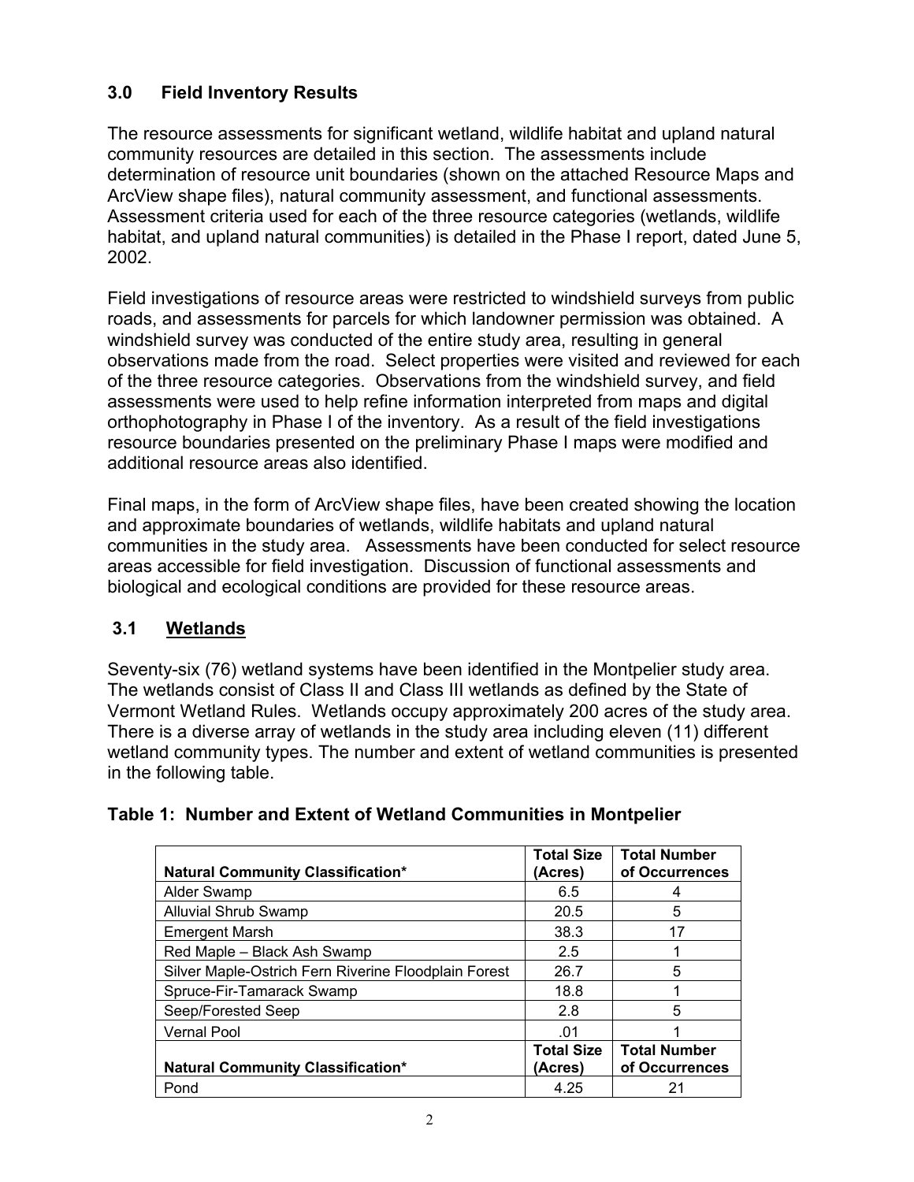## 3.0 Field Inventory Results

The resource assessments for significant wetland, wildlife habitat and upland natural community resources are detailed in this section. The assessments include determination of resource unit boundaries (shown on the attached Resource Maps and ArcView shape files), natural community assessment, and functional assessments. Assessment criteria used for each of the three resource categories (wetlands, wildlife habitat, and upland natural communities) is detailed in the Phase I report, dated June 5, 2002.

Field investigations of resource areas were restricted to windshield surveys from public roads, and assessments for parcels for which landowner permission was obtained. A windshield survey was conducted of the entire study area, resulting in general observations made from the road. Select properties were visited and reviewed for each of the three resource categories. Observations from the windshield survey, and field assessments were used to help refine information interpreted from maps and digital orthophotography in Phase I of the inventory. As a result of the field investigations resource boundaries presented on the preliminary Phase I maps were modified and additional resource areas also identified.

Final maps, in the form of ArcView shape files, have been created showing the location and approximate boundaries of wetlands, wildlife habitats and upland natural communities in the study area. Assessments have been conducted for select resource areas accessible for field investigation. Discussion of functional assessments and biological and ecological conditions are provided for these resource areas.

### 3.1 Wetlands

Seventy-six (76) wetland systems have been identified in the Montpelier study area. The wetlands consist of Class II and Class III wetlands as defined by the State of Vermont Wetland Rules. Wetlands occupy approximately 200 acres of the study area. There is a diverse array of wetlands in the study area including eleven (11) different wetland community types. The number and extent of wetland communities is presented in the following table.

**Table 1: Number and Extent of Wetland Communities in Montpelier**

| Natural Community Classification* | Total Size (Acres) | Total Number of Occurrences |
|---|---|---|
| Alder Swamp | 6.5 | 4 |
| Alluvial Shrub Swamp | 20.5 | 5 |
| Emergent Marsh | 38.3 | 17 |
| Red Maple – Black Ash Swamp | 2.5 | 1 |
| Silver Maple-Ostrich Fern Riverine Floodplain Forest | 26.7 | 5 |
| Spruce-Fir-Tamarack Swamp | 18.8 | 1 |
| Seep/Forested Seep | 2.8 | 5 |
| Vernal Pool | .01 | 1 |
| **Natural Community Classification*** | **Total Size (Acres)** | **Total Number of Occurrences** |
| Pond | 4.25 | 21 |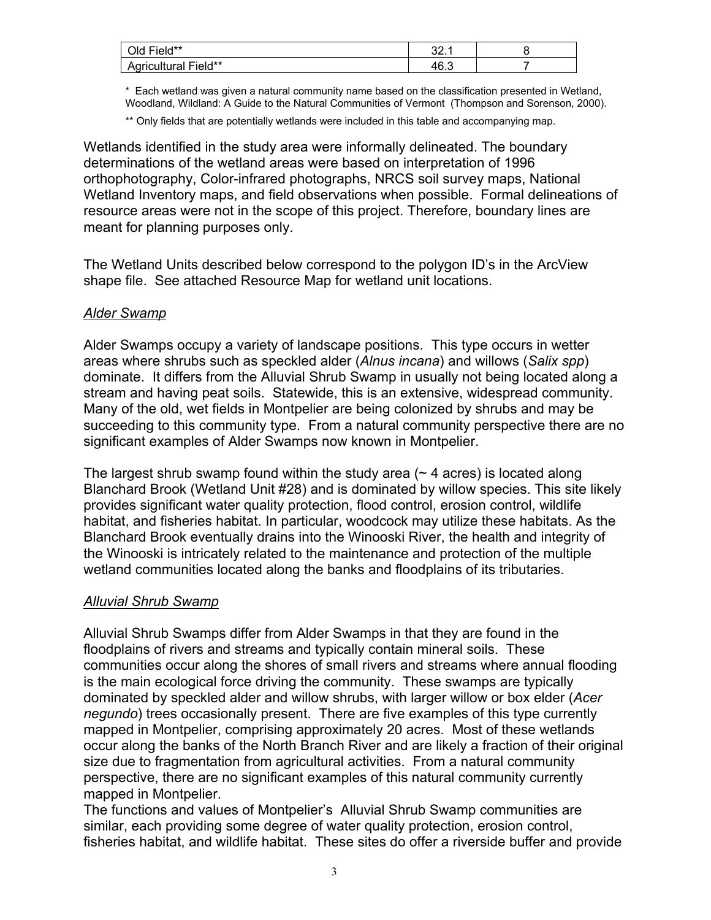| Old Field** | 32.1 | 8 |
| --- | --- | --- |
| Agricultural Field** | 46.3 | 7 |

\* Each wetland was given a natural community name based on the classification presented in Wetland, Woodland, Wildland: A Guide to the Natural Communities of Vermont (Thompson and Sorenson, 2000).

** Only fields that are potentially wetlands were included in this table and accompanying map.

Wetlands identified in the study area were informally delineated. The boundary determinations of the wetland areas were based on interpretation of 1996 orthophotography, Color-infrared photographs, NRCS soil survey maps, National Wetland Inventory maps, and field observations when possible. Formal delineations of resource areas were not in the scope of this project. Therefore, boundary lines are meant for planning purposes only.

The Wetland Units described below correspond to the polygon ID's in the ArcView shape file. See attached Resource Map for wetland unit locations.

<u>*Alder Swamp*</u>

Alder Swamps occupy a variety of landscape positions. This type occurs in wetter areas where shrubs such as speckled alder (*Alnus incana*) and willows (*Salix spp*) dominate. It differs from the Alluvial Shrub Swamp in usually not being located along a stream and having peat soils. Statewide, this is an extensive, widespread community. Many of the old, wet fields in Montpelier are being colonized by shrubs and may be succeeding to this community type. From a natural community perspective there are no significant examples of Alder Swamps now known in Montpelier.

The largest shrub swamp found within the study area (~ 4 acres) is located along Blanchard Brook (Wetland Unit #28) and is dominated by willow species. This site likely provides significant water quality protection, flood control, erosion control, wildlife habitat, and fisheries habitat. In particular, woodcock may utilize these habitats. As the Blanchard Brook eventually drains into the Winooski River, the health and integrity of the Winooski is intricately related to the maintenance and protection of the multiple wetland communities located along the banks and floodplains of its tributaries.

<u>*Alluvial Shrub Swamp*</u>

Alluvial Shrub Swamps differ from Alder Swamps in that they are found in the floodplains of rivers and streams and typically contain mineral soils. These communities occur along the shores of small rivers and streams where annual flooding is the main ecological force driving the community. These swamps are typically dominated by speckled alder and willow shrubs, with larger willow or box elder (*Acer negundo*) trees occasionally present. There are five examples of this type currently mapped in Montpelier, comprising approximately 20 acres. Most of these wetlands occur along the banks of the North Branch River and are likely a fraction of their original size due to fragmentation from agricultural activities. From a natural community perspective, there are no significant examples of this natural community currently mapped in Montpelier.

The functions and values of Montpelier's Alluvial Shrub Swamp communities are similar, each providing some degree of water quality protection, erosion control, fisheries habitat, and wildlife habitat. These sites do offer a riverside buffer and provide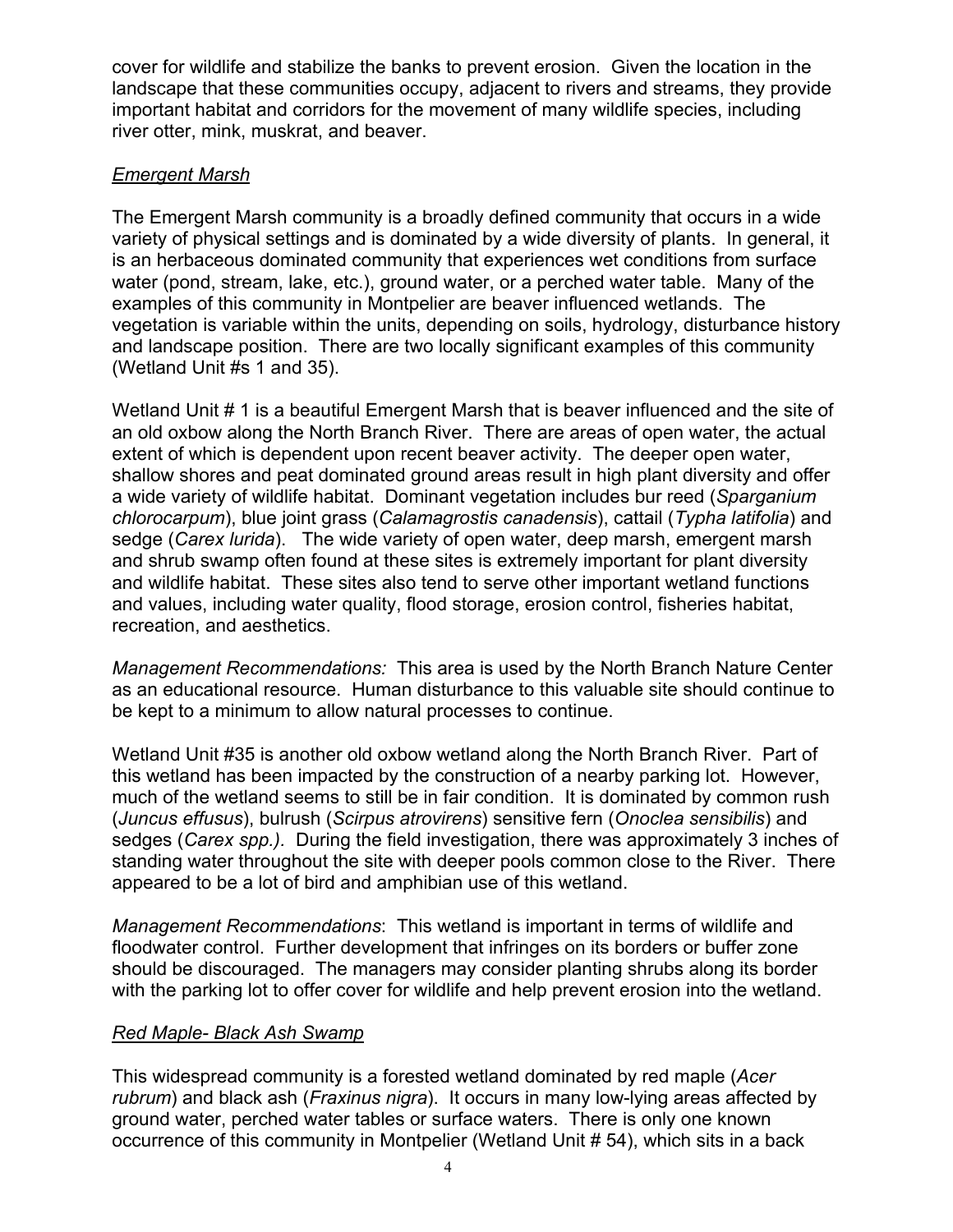cover for wildlife and stabilize the banks to prevent erosion. Given the location in the landscape that these communities occupy, adjacent to rivers and streams, they provide important habitat and corridors for the movement of many wildlife species, including river otter, mink, muskrat, and beaver.

### *Emergent Marsh*

The Emergent Marsh community is a broadly defined community that occurs in a wide variety of physical settings and is dominated by a wide diversity of plants. In general, it is an herbaceous dominated community that experiences wet conditions from surface water (pond, stream, lake, etc.), ground water, or a perched water table. Many of the examples of this community in Montpelier are beaver influenced wetlands. The vegetation is variable within the units, depending on soils, hydrology, disturbance history and landscape position. There are two locally significant examples of this community (Wetland Unit #s 1 and 35).

Wetland Unit # 1 is a beautiful Emergent Marsh that is beaver influenced and the site of an old oxbow along the North Branch River. There are areas of open water, the actual extent of which is dependent upon recent beaver activity. The deeper open water, shallow shores and peat dominated ground areas result in high plant diversity and offer a wide variety of wildlife habitat. Dominant vegetation includes bur reed (*Sparganium chlorocarpum*), blue joint grass (*Calamagrostis canadensis*), cattail (*Typha latifolia*) and sedge (*Carex lurida*). The wide variety of open water, deep marsh, emergent marsh and shrub swamp often found at these sites is extremely important for plant diversity and wildlife habitat. These sites also tend to serve other important wetland functions and values, including water quality, flood storage, erosion control, fisheries habitat, recreation, and aesthetics.

*Management Recommendations:* This area is used by the North Branch Nature Center as an educational resource. Human disturbance to this valuable site should continue to be kept to a minimum to allow natural processes to continue.

Wetland Unit #35 is another old oxbow wetland along the North Branch River. Part of this wetland has been impacted by the construction of a nearby parking lot. However, much of the wetland seems to still be in fair condition. It is dominated by common rush (*Juncus effusus*), bulrush (*Scirpus atrovirens*) sensitive fern (*Onoclea sensibilis*) and sedges (*Carex spp.).* During the field investigation, there was approximately 3 inches of standing water throughout the site with deeper pools common close to the River. There appeared to be a lot of bird and amphibian use of this wetland.

*Management Recommendations*: This wetland is important in terms of wildlife and floodwater control. Further development that infringes on its borders or buffer zone should be discouraged. The managers may consider planting shrubs along its border with the parking lot to offer cover for wildlife and help prevent erosion into the wetland.

### *Red Maple- Black Ash Swamp*

This widespread community is a forested wetland dominated by red maple (*Acer rubrum*) and black ash (*Fraxinus nigra*). It occurs in many low-lying areas affected by ground water, perched water tables or surface waters. There is only one known occurrence of this community in Montpelier (Wetland Unit # 54), which sits in a back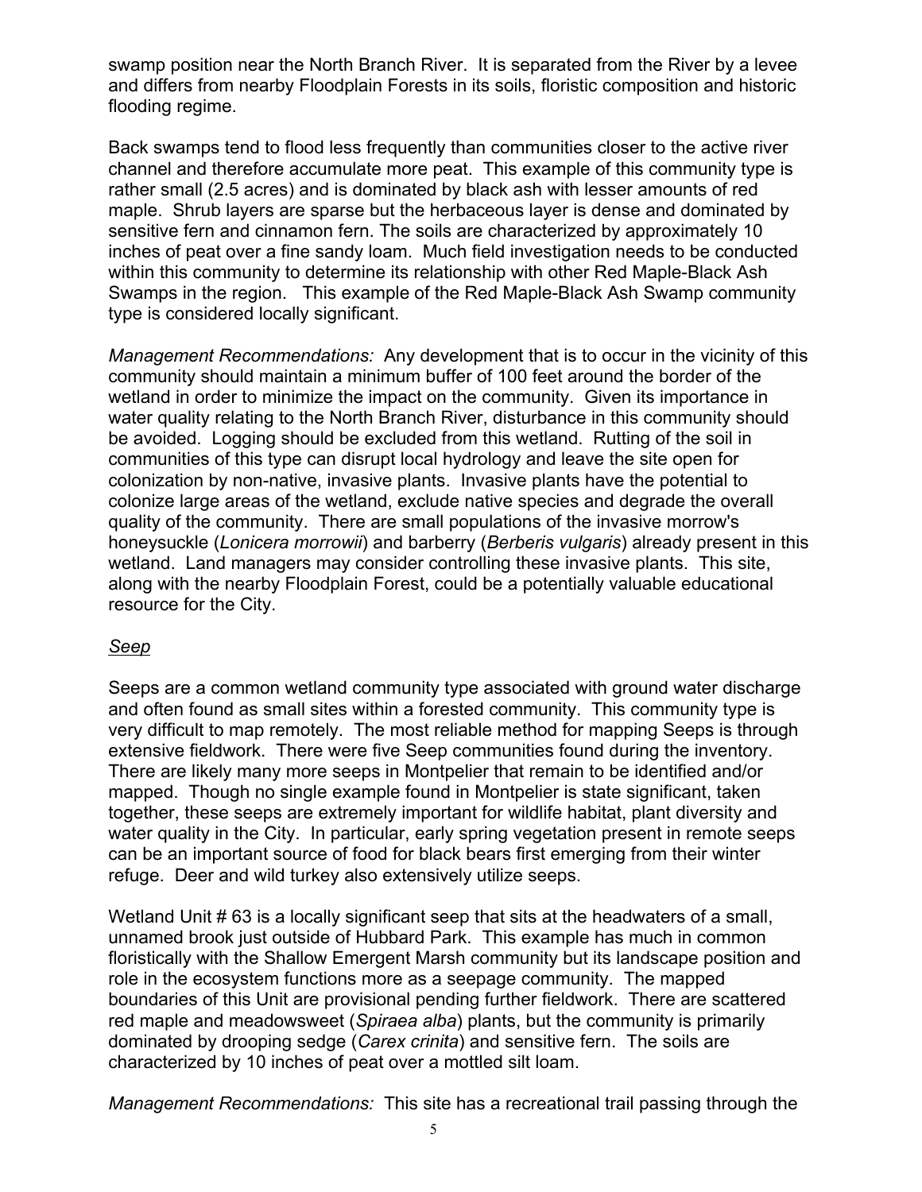swamp position near the North Branch River. It is separated from the River by a levee and differs from nearby Floodplain Forests in its soils, floristic composition and historic flooding regime.

Back swamps tend to flood less frequently than communities closer to the active river channel and therefore accumulate more peat. This example of this community type is rather small (2.5 acres) and is dominated by black ash with lesser amounts of red maple. Shrub layers are sparse but the herbaceous layer is dense and dominated by sensitive fern and cinnamon fern. The soils are characterized by approximately 10 inches of peat over a fine sandy loam. Much field investigation needs to be conducted within this community to determine its relationship with other Red Maple-Black Ash Swamps in the region. This example of the Red Maple-Black Ash Swamp community type is considered locally significant.

*Management Recommendations:* Any development that is to occur in the vicinity of this community should maintain a minimum buffer of 100 feet around the border of the wetland in order to minimize the impact on the community. Given its importance in water quality relating to the North Branch River, disturbance in this community should be avoided. Logging should be excluded from this wetland. Rutting of the soil in communities of this type can disrupt local hydrology and leave the site open for colonization by non-native, invasive plants. Invasive plants have the potential to colonize large areas of the wetland, exclude native species and degrade the overall quality of the community. There are small populations of the invasive morrow's honeysuckle (*Lonicera morrowii*) and barberry (*Berberis vulgaris*) already present in this wetland. Land managers may consider controlling these invasive plants. This site, along with the nearby Floodplain Forest, could be a potentially valuable educational resource for the City.

### Seep

Seeps are a common wetland community type associated with ground water discharge and often found as small sites within a forested community. This community type is very difficult to map remotely. The most reliable method for mapping Seeps is through extensive fieldwork. There were five Seep communities found during the inventory. There are likely many more seeps in Montpelier that remain to be identified and/or mapped. Though no single example found in Montpelier is state significant, taken together, these seeps are extremely important for wildlife habitat, plant diversity and water quality in the City. In particular, early spring vegetation present in remote seeps can be an important source of food for black bears first emerging from their winter refuge. Deer and wild turkey also extensively utilize seeps.

Wetland Unit # 63 is a locally significant seep that sits at the headwaters of a small, unnamed brook just outside of Hubbard Park. This example has much in common floristically with the Shallow Emergent Marsh community but its landscape position and role in the ecosystem functions more as a seepage community. The mapped boundaries of this Unit are provisional pending further fieldwork. There are scattered red maple and meadowsweet (*Spiraea alba*) plants, but the community is primarily dominated by drooping sedge (*Carex crinita*) and sensitive fern. The soils are characterized by 10 inches of peat over a mottled silt loam.

*Management Recommendations:* This site has a recreational trail passing through the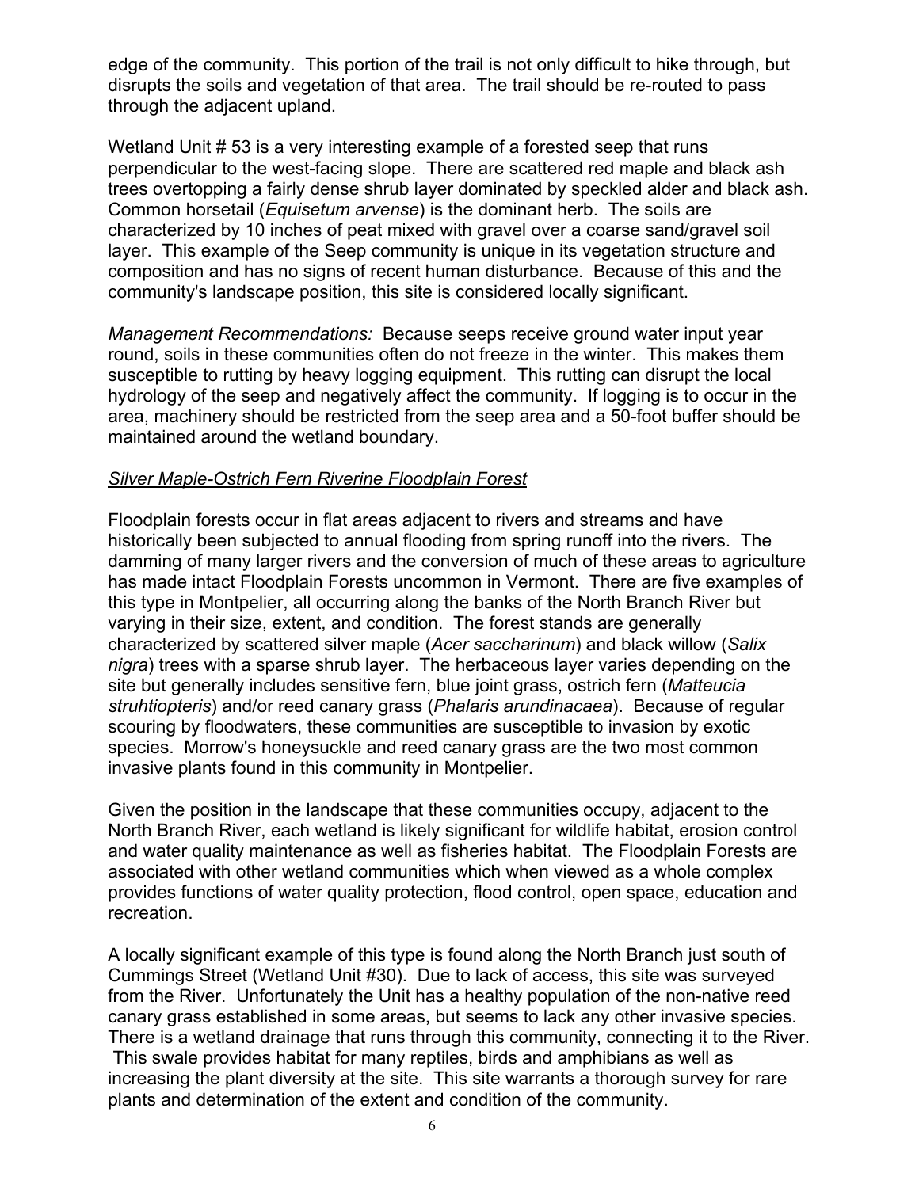edge of the community. This portion of the trail is not only difficult to hike through, but disrupts the soils and vegetation of that area. The trail should be re-routed to pass through the adjacent upland.

Wetland Unit # 53 is a very interesting example of a forested seep that runs perpendicular to the west-facing slope. There are scattered red maple and black ash trees overtopping a fairly dense shrub layer dominated by speckled alder and black ash. Common horsetail (*Equisetum arvense*) is the dominant herb. The soils are characterized by 10 inches of peat mixed with gravel over a coarse sand/gravel soil layer. This example of the Seep community is unique in its vegetation structure and composition and has no signs of recent human disturbance. Because of this and the community's landscape position, this site is considered locally significant.

*Management Recommendations:* Because seeps receive ground water input year round, soils in these communities often do not freeze in the winter. This makes them susceptible to rutting by heavy logging equipment. This rutting can disrupt the local hydrology of the seep and negatively affect the community. If logging is to occur in the area, machinery should be restricted from the seep area and a 50-foot buffer should be maintained around the wetland boundary.

<u>*Silver Maple-Ostrich Fern Riverine Floodplain Forest*</u>

Floodplain forests occur in flat areas adjacent to rivers and streams and have historically been subjected to annual flooding from spring runoff into the rivers. The damming of many larger rivers and the conversion of much of these areas to agriculture has made intact Floodplain Forests uncommon in Vermont. There are five examples of this type in Montpelier, all occurring along the banks of the North Branch River but varying in their size, extent, and condition. The forest stands are generally characterized by scattered silver maple (*Acer saccharinum*) and black willow (*Salix nigra*) trees with a sparse shrub layer. The herbaceous layer varies depending on the site but generally includes sensitive fern, blue joint grass, ostrich fern (*Matteucia struhtiopteris*) and/or reed canary grass (*Phalaris arundinacaea*). Because of regular scouring by floodwaters, these communities are susceptible to invasion by exotic species. Morrow's honeysuckle and reed canary grass are the two most common invasive plants found in this community in Montpelier.

Given the position in the landscape that these communities occupy, adjacent to the North Branch River, each wetland is likely significant for wildlife habitat, erosion control and water quality maintenance as well as fisheries habitat. The Floodplain Forests are associated with other wetland communities which when viewed as a whole complex provides functions of water quality protection, flood control, open space, education and recreation.

A locally significant example of this type is found along the North Branch just south of Cummings Street (Wetland Unit #30). Due to lack of access, this site was surveyed from the River. Unfortunately the Unit has a healthy population of the non-native reed canary grass established in some areas, but seems to lack any other invasive species. There is a wetland drainage that runs through this community, connecting it to the River. This swale provides habitat for many reptiles, birds and amphibians as well as increasing the plant diversity at the site. This site warrants a thorough survey for rare plants and determination of the extent and condition of the community.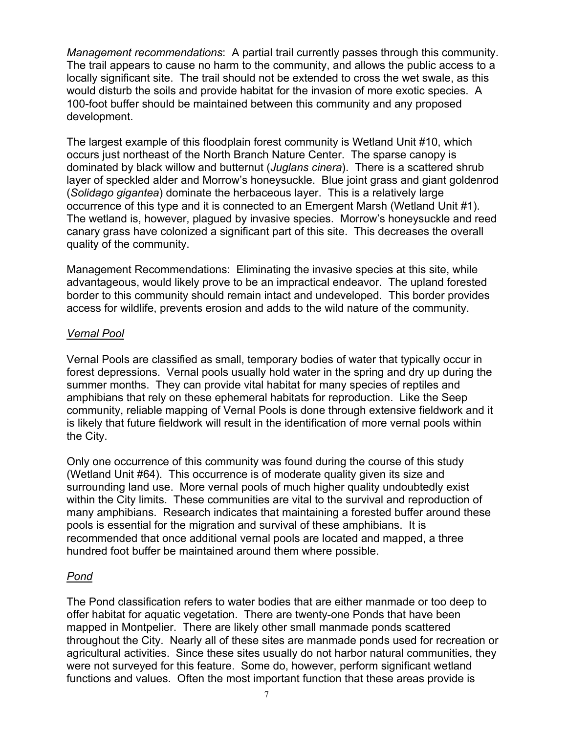*Management recommendations*: A partial trail currently passes through this community. The trail appears to cause no harm to the community, and allows the public access to a locally significant site. The trail should not be extended to cross the wet swale, as this would disturb the soils and provide habitat for the invasion of more exotic species. A 100-foot buffer should be maintained between this community and any proposed development.

The largest example of this floodplain forest community is Wetland Unit #10, which occurs just northeast of the North Branch Nature Center. The sparse canopy is dominated by black willow and butternut (*Juglans cinera*). There is a scattered shrub layer of speckled alder and Morrow's honeysuckle. Blue joint grass and giant goldenrod (*Solidago gigantea*) dominate the herbaceous layer. This is a relatively large occurrence of this type and it is connected to an Emergent Marsh (Wetland Unit #1). The wetland is, however, plagued by invasive species. Morrow's honeysuckle and reed canary grass have colonized a significant part of this site. This decreases the overall quality of the community.

Management Recommendations: Eliminating the invasive species at this site, while advantageous, would likely prove to be an impractical endeavor. The upland forested border to this community should remain intact and undeveloped. This border provides access for wildlife, prevents erosion and adds to the wild nature of the community.

### *Vernal Pool*

Vernal Pools are classified as small, temporary bodies of water that typically occur in forest depressions. Vernal pools usually hold water in the spring and dry up during the summer months. They can provide vital habitat for many species of reptiles and amphibians that rely on these ephemeral habitats for reproduction. Like the Seep community, reliable mapping of Vernal Pools is done through extensive fieldwork and it is likely that future fieldwork will result in the identification of more vernal pools within the City.

Only one occurrence of this community was found during the course of this study (Wetland Unit #64). This occurrence is of moderate quality given its size and surrounding land use. More vernal pools of much higher quality undoubtedly exist within the City limits. These communities are vital to the survival and reproduction of many amphibians. Research indicates that maintaining a forested buffer around these pools is essential for the migration and survival of these amphibians. It is recommended that once additional vernal pools are located and mapped, a three hundred foot buffer be maintained around them where possible.

### *Pond*

The Pond classification refers to water bodies that are either manmade or too deep to offer habitat for aquatic vegetation. There are twenty-one Ponds that have been mapped in Montpelier. There are likely other small manmade ponds scattered throughout the City. Nearly all of these sites are manmade ponds used for recreation or agricultural activities. Since these sites usually do not harbor natural communities, they were not surveyed for this feature. Some do, however, perform significant wetland functions and values. Often the most important function that these areas provide is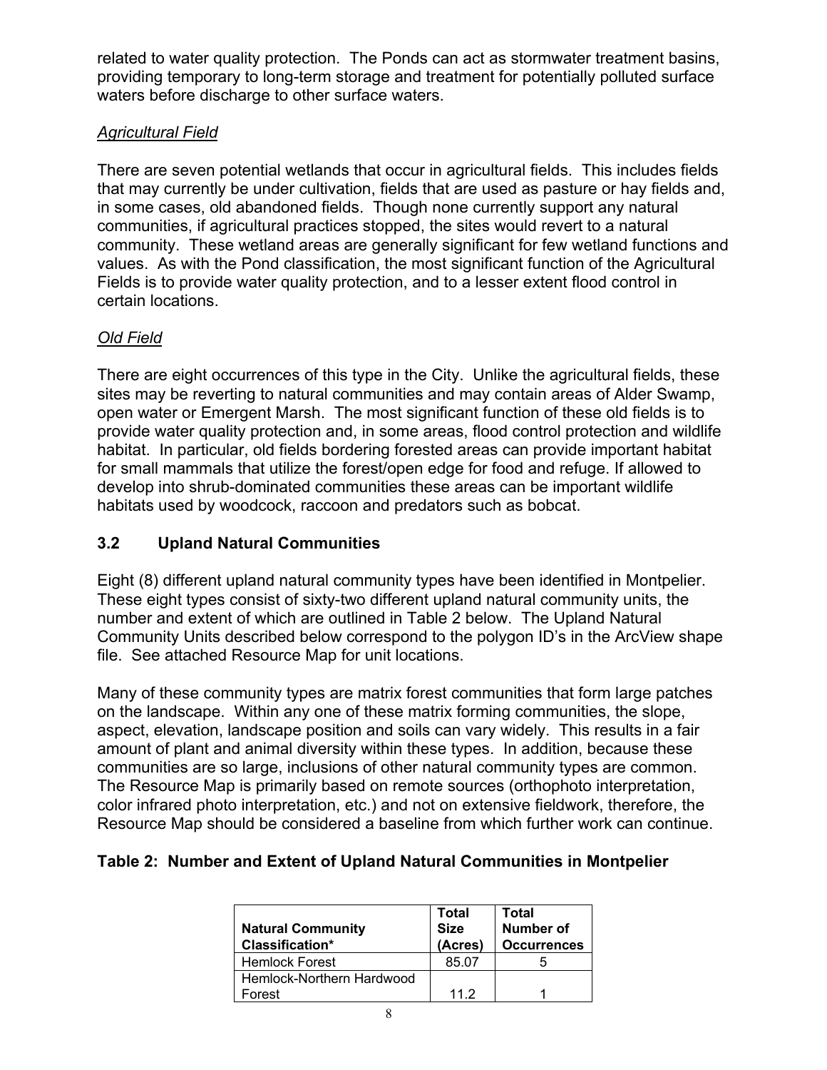related to water quality protection. The Ponds can act as stormwater treatment basins, providing temporary to long-term storage and treatment for potentially polluted surface waters before discharge to other surface waters.

*Agricultural Field*

There are seven potential wetlands that occur in agricultural fields. This includes fields that may currently be under cultivation, fields that are used as pasture or hay fields and, in some cases, old abandoned fields. Though none currently support any natural communities, if agricultural practices stopped, the sites would revert to a natural community. These wetland areas are generally significant for few wetland functions and values. As with the Pond classification, the most significant function of the Agricultural Fields is to provide water quality protection, and to a lesser extent flood control in certain locations.

*Old Field*

There are eight occurrences of this type in the City. Unlike the agricultural fields, these sites may be reverting to natural communities and may contain areas of Alder Swamp, open water or Emergent Marsh. The most significant function of these old fields is to provide water quality protection and, in some areas, flood control protection and wildlife habitat. In particular, old fields bordering forested areas can provide important habitat for small mammals that utilize the forest/open edge for food and refuge. If allowed to develop into shrub-dominated communities these areas can be important wildlife habitats used by woodcock, raccoon and predators such as bobcat.

## 3.2 Upland Natural Communities

Eight (8) different upland natural community types have been identified in Montpelier. These eight types consist of sixty-two different upland natural community units, the number and extent of which are outlined in Table 2 below. The Upland Natural Community Units described below correspond to the polygon ID's in the ArcView shape file. See attached Resource Map for unit locations.

Many of these community types are matrix forest communities that form large patches on the landscape. Within any one of these matrix forming communities, the slope, aspect, elevation, landscape position and soils can vary widely. This results in a fair amount of plant and animal diversity within these types. In addition, because these communities are so large, inclusions of other natural community types are common. The Resource Map is primarily based on remote sources (orthophoto interpretation, color infrared photo interpretation, etc.) and not on extensive fieldwork, therefore, the Resource Map should be considered a baseline from which further work can continue.

**Table 2: Number and Extent of Upland Natural Communities in Montpelier**

| Natural Community Classification* | Total Size (Acres) | Total Number of Occurrences |
|---|---|---|
| Hemlock Forest | 85.07 | 5 |
| Hemlock-Northern Hardwood Forest | 11.2 | 1 |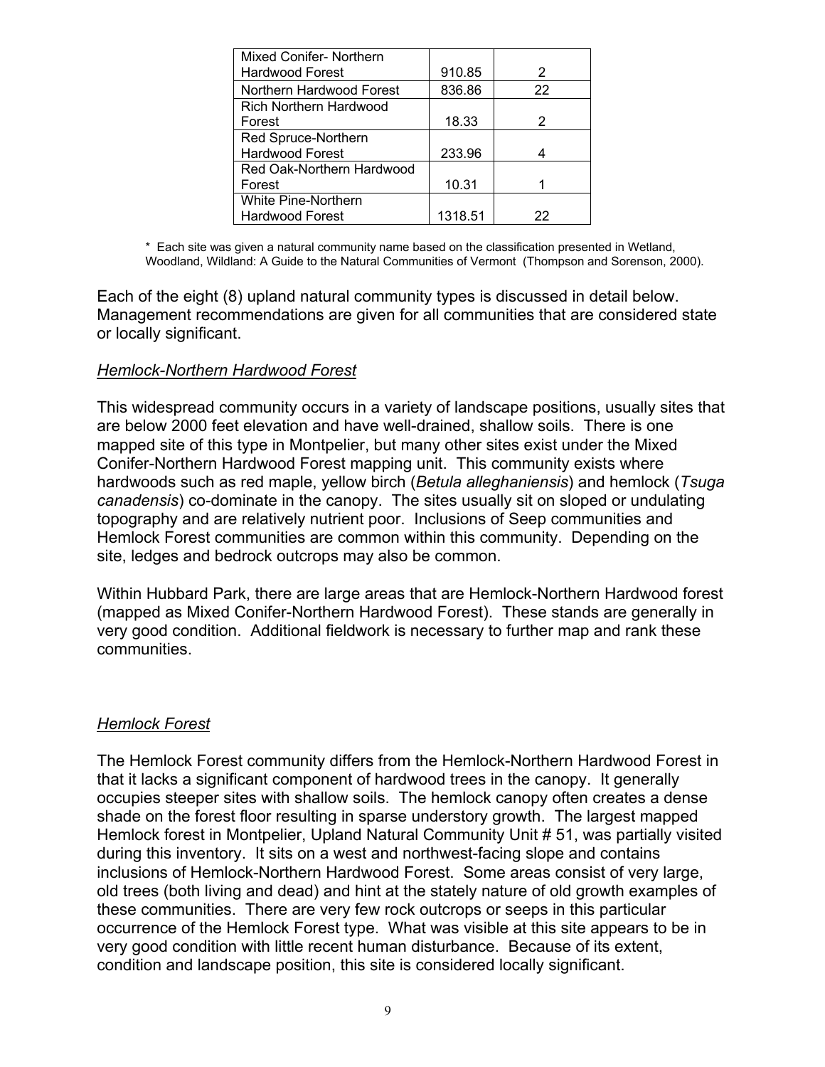| | | |
|---|---|---|
| Mixed Conifer- Northern Hardwood Forest | 910.85 | 2 |
| Northern Hardwood Forest | 836.86 | 22 |
| Rich Northern Hardwood Forest | 18.33 | 2 |
| Red Spruce-Northern Hardwood Forest | 233.96 | 4 |
| Red Oak-Northern Hardwood Forest | 10.31 | 1 |
| White Pine-Northern Hardwood Forest | 1318.51 | 22 |

* Each site was given a natural community name based on the classification presented in Wetland, Woodland, Wildland: A Guide to the Natural Communities of Vermont (Thompson and Sorenson, 2000).

Each of the eight (8) upland natural community types is discussed in detail below. Management recommendations are given for all communities that are considered state or locally significant.

### *Hemlock-Northern Hardwood Forest*

This widespread community occurs in a variety of landscape positions, usually sites that are below 2000 feet elevation and have well-drained, shallow soils. There is one mapped site of this type in Montpelier, but many other sites exist under the Mixed Conifer-Northern Hardwood Forest mapping unit. This community exists where hardwoods such as red maple, yellow birch (*Betula alleghaniensis*) and hemlock (*Tsuga canadensis*) co-dominate in the canopy. The sites usually sit on sloped or undulating topography and are relatively nutrient poor. Inclusions of Seep communities and Hemlock Forest communities are common within this community. Depending on the site, ledges and bedrock outcrops may also be common.

Within Hubbard Park, there are large areas that are Hemlock-Northern Hardwood forest (mapped as Mixed Conifer-Northern Hardwood Forest). These stands are generally in very good condition. Additional fieldwork is necessary to further map and rank these communities.

### *Hemlock Forest*

The Hemlock Forest community differs from the Hemlock-Northern Hardwood Forest in that it lacks a significant component of hardwood trees in the canopy. It generally occupies steeper sites with shallow soils. The hemlock canopy often creates a dense shade on the forest floor resulting in sparse understory growth. The largest mapped Hemlock forest in Montpelier, Upland Natural Community Unit # 51, was partially visited during this inventory. It sits on a west and northwest-facing slope and contains inclusions of Hemlock-Northern Hardwood Forest. Some areas consist of very large, old trees (both living and dead) and hint at the stately nature of old growth examples of these communities. There are very few rock outcrops or seeps in this particular occurrence of the Hemlock Forest type. What was visible at this site appears to be in very good condition with little recent human disturbance. Because of its extent, condition and landscape position, this site is considered locally significant.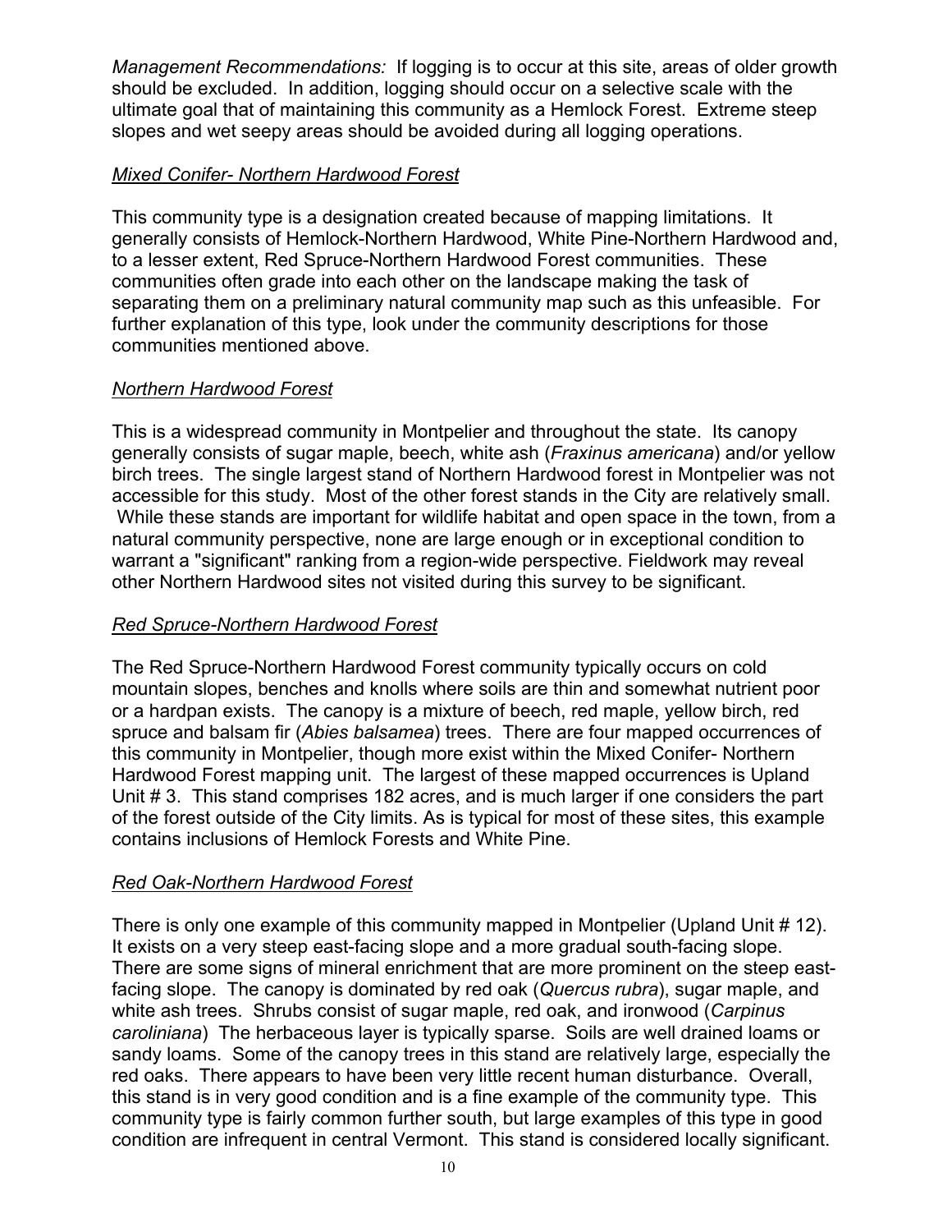*Management Recommendations:* If logging is to occur at this site, areas of older growth should be excluded. In addition, logging should occur on a selective scale with the ultimate goal that of maintaining this community as a Hemlock Forest. Extreme steep slopes and wet seepy areas should be avoided during all logging operations.

### *Mixed Conifer- Northern Hardwood Forest*

This community type is a designation created because of mapping limitations. It generally consists of Hemlock-Northern Hardwood, White Pine-Northern Hardwood and, to a lesser extent, Red Spruce-Northern Hardwood Forest communities. These communities often grade into each other on the landscape making the task of separating them on a preliminary natural community map such as this unfeasible. For further explanation of this type, look under the community descriptions for those communities mentioned above.

### *Northern Hardwood Forest*

This is a widespread community in Montpelier and throughout the state. Its canopy generally consists of sugar maple, beech, white ash (*Fraxinus americana*) and/or yellow birch trees. The single largest stand of Northern Hardwood forest in Montpelier was not accessible for this study. Most of the other forest stands in the City are relatively small. While these stands are important for wildlife habitat and open space in the town, from a natural community perspective, none are large enough or in exceptional condition to warrant a "significant" ranking from a region-wide perspective. Fieldwork may reveal other Northern Hardwood sites not visited during this survey to be significant.

### *Red Spruce-Northern Hardwood Forest*

The Red Spruce-Northern Hardwood Forest community typically occurs on cold mountain slopes, benches and knolls where soils are thin and somewhat nutrient poor or a hardpan exists. The canopy is a mixture of beech, red maple, yellow birch, red spruce and balsam fir (*Abies balsamea*) trees. There are four mapped occurrences of this community in Montpelier, though more exist within the Mixed Conifer- Northern Hardwood Forest mapping unit. The largest of these mapped occurrences is Upland Unit # 3. This stand comprises 182 acres, and is much larger if one considers the part of the forest outside of the City limits. As is typical for most of these sites, this example contains inclusions of Hemlock Forests and White Pine.

### *Red Oak-Northern Hardwood Forest*

There is only one example of this community mapped in Montpelier (Upland Unit # 12). It exists on a very steep east-facing slope and a more gradual south-facing slope. There are some signs of mineral enrichment that are more prominent on the steep east-facing slope. The canopy is dominated by red oak (*Quercus rubra*), sugar maple, and white ash trees. Shrubs consist of sugar maple, red oak, and ironwood (*Carpinus caroliniana*) The herbaceous layer is typically sparse. Soils are well drained loams or sandy loams. Some of the canopy trees in this stand are relatively large, especially the red oaks. There appears to have been very little recent human disturbance. Overall, this stand is in very good condition and is a fine example of the community type. This community type is fairly common further south, but large examples of this type in good condition are infrequent in central Vermont. This stand is considered locally significant.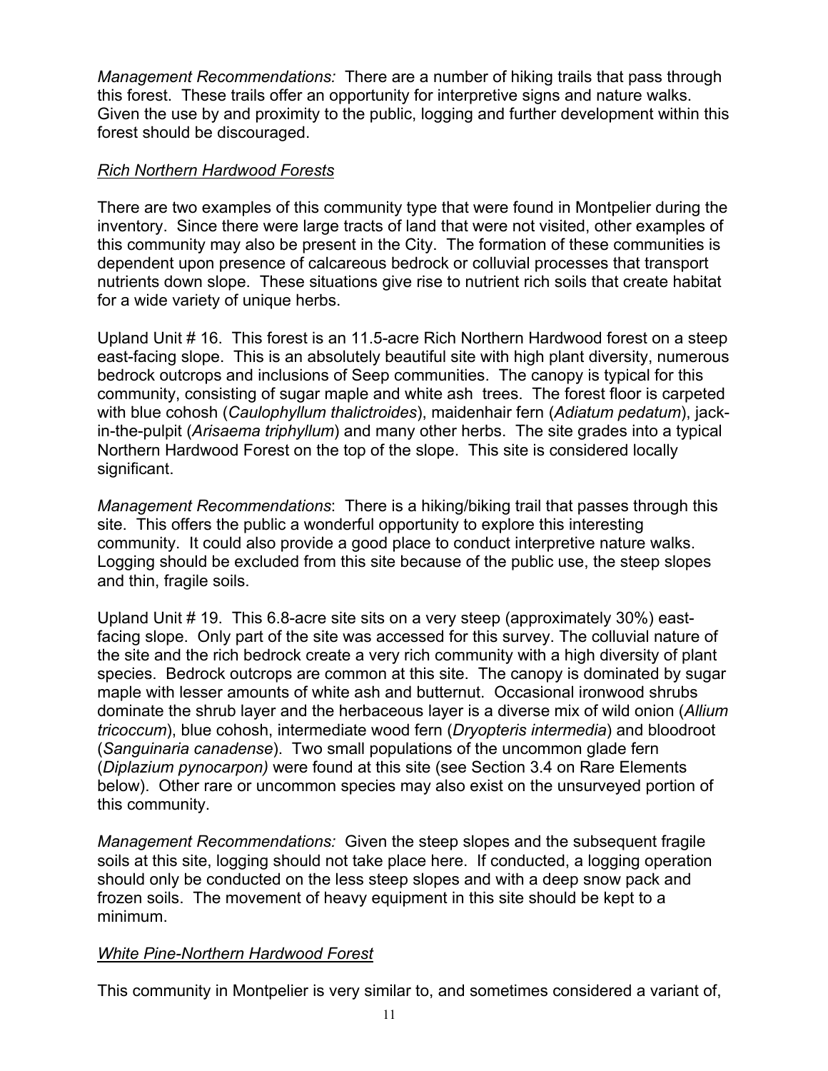*Management Recommendations:* There are a number of hiking trails that pass through this forest. These trails offer an opportunity for interpretive signs and nature walks. Given the use by and proximity to the public, logging and further development within this forest should be discouraged.

### *Rich Northern Hardwood Forests*

There are two examples of this community type that were found in Montpelier during the inventory. Since there were large tracts of land that were not visited, other examples of this community may also be present in the City. The formation of these communities is dependent upon presence of calcareous bedrock or colluvial processes that transport nutrients down slope. These situations give rise to nutrient rich soils that create habitat for a wide variety of unique herbs.

Upland Unit # 16. This forest is an 11.5-acre Rich Northern Hardwood forest on a steep east-facing slope. This is an absolutely beautiful site with high plant diversity, numerous bedrock outcrops and inclusions of Seep communities. The canopy is typical for this community, consisting of sugar maple and white ash trees. The forest floor is carpeted with blue cohosh (*Caulophyllum thalictroides*), maidenhair fern (*Adiatum pedatum*), jack-in-the-pulpit (*Arisaema triphyllum*) and many other herbs. The site grades into a typical Northern Hardwood Forest on the top of the slope. This site is considered locally significant.

*Management Recommendations*: There is a hiking/biking trail that passes through this site. This offers the public a wonderful opportunity to explore this interesting community. It could also provide a good place to conduct interpretive nature walks. Logging should be excluded from this site because of the public use, the steep slopes and thin, fragile soils.

Upland Unit # 19. This 6.8-acre site sits on a very steep (approximately 30%) east-facing slope. Only part of the site was accessed for this survey. The colluvial nature of the site and the rich bedrock create a very rich community with a high diversity of plant species. Bedrock outcrops are common at this site. The canopy is dominated by sugar maple with lesser amounts of white ash and butternut. Occasional ironwood shrubs dominate the shrub layer and the herbaceous layer is a diverse mix of wild onion (*Allium tricoccum*), blue cohosh, intermediate wood fern (*Dryopteris intermedia*) and bloodroot (*Sanguinaria canadense*). Two small populations of the uncommon glade fern (*Diplazium pynocarpon)* were found at this site (see Section 3.4 on Rare Elements below). Other rare or uncommon species may also exist on the unsurveyed portion of this community.

*Management Recommendations:* Given the steep slopes and the subsequent fragile soils at this site, logging should not take place here. If conducted, a logging operation should only be conducted on the less steep slopes and with a deep snow pack and frozen soils. The movement of heavy equipment in this site should be kept to a minimum.

### *White Pine-Northern Hardwood Forest*

This community in Montpelier is very similar to, and sometimes considered a variant of,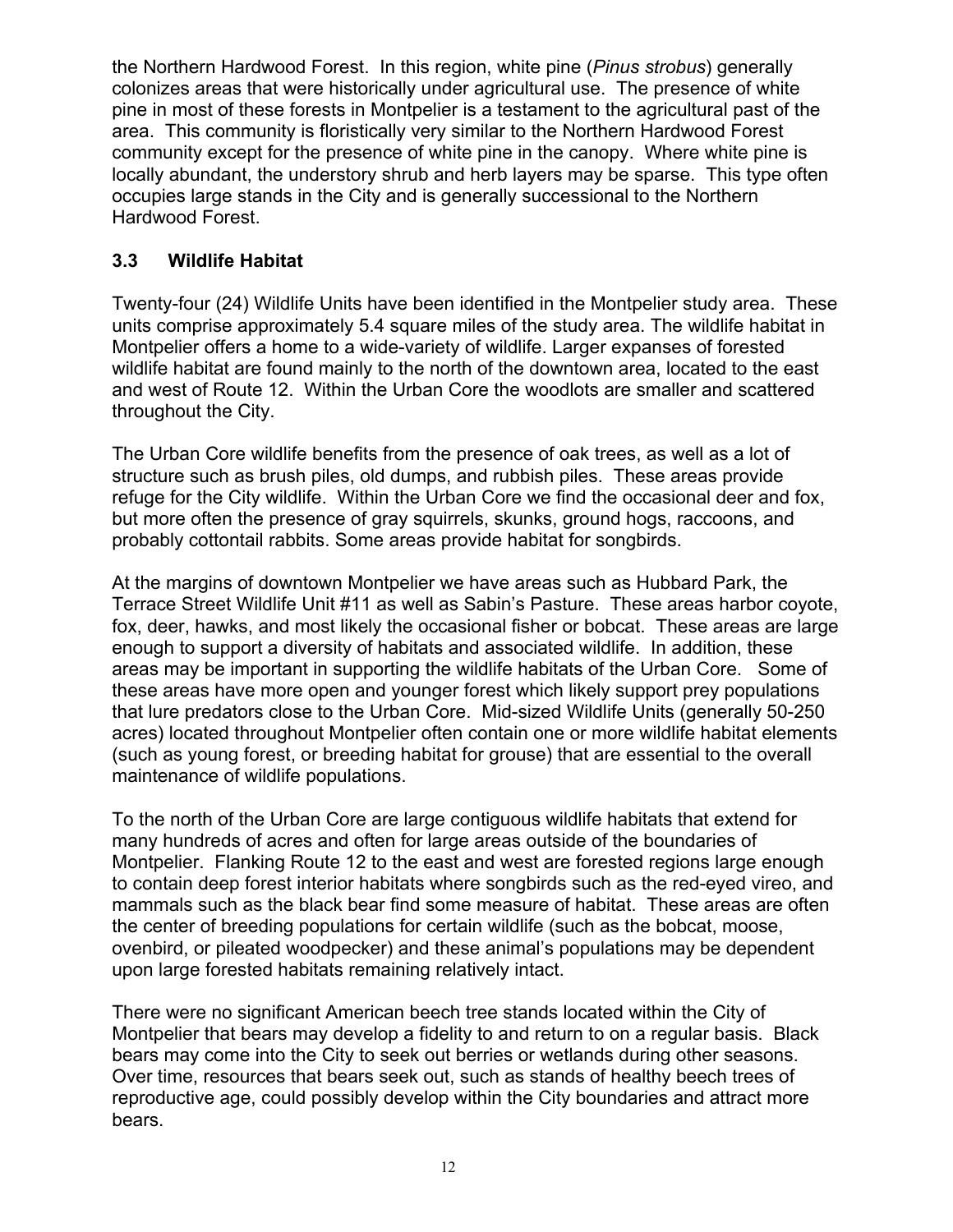the Northern Hardwood Forest. In this region, white pine (*Pinus strobus*) generally colonizes areas that were historically under agricultural use. The presence of white pine in most of these forests in Montpelier is a testament to the agricultural past of the area. This community is floristically very similar to the Northern Hardwood Forest community except for the presence of white pine in the canopy. Where white pine is locally abundant, the understory shrub and herb layers may be sparse. This type often occupies large stands in the City and is generally successional to the Northern Hardwood Forest.

### 3.3 Wildlife Habitat

Twenty-four (24) Wildlife Units have been identified in the Montpelier study area. These units comprise approximately 5.4 square miles of the study area. The wildlife habitat in Montpelier offers a home to a wide-variety of wildlife. Larger expanses of forested wildlife habitat are found mainly to the north of the downtown area, located to the east and west of Route 12. Within the Urban Core the woodlots are smaller and scattered throughout the City.

The Urban Core wildlife benefits from the presence of oak trees, as well as a lot of structure such as brush piles, old dumps, and rubbish piles. These areas provide refuge for the City wildlife. Within the Urban Core we find the occasional deer and fox, but more often the presence of gray squirrels, skunks, ground hogs, raccoons, and probably cottontail rabbits. Some areas provide habitat for songbirds.

At the margins of downtown Montpelier we have areas such as Hubbard Park, the Terrace Street Wildlife Unit #11 as well as Sabin's Pasture. These areas harbor coyote, fox, deer, hawks, and most likely the occasional fisher or bobcat. These areas are large enough to support a diversity of habitats and associated wildlife. In addition, these areas may be important in supporting the wildlife habitats of the Urban Core. Some of these areas have more open and younger forest which likely support prey populations that lure predators close to the Urban Core. Mid-sized Wildlife Units (generally 50-250 acres) located throughout Montpelier often contain one or more wildlife habitat elements (such as young forest, or breeding habitat for grouse) that are essential to the overall maintenance of wildlife populations.

To the north of the Urban Core are large contiguous wildlife habitats that extend for many hundreds of acres and often for large areas outside of the boundaries of Montpelier. Flanking Route 12 to the east and west are forested regions large enough to contain deep forest interior habitats where songbirds such as the red-eyed vireo, and mammals such as the black bear find some measure of habitat. These areas are often the center of breeding populations for certain wildlife (such as the bobcat, moose, ovenbird, or pileated woodpecker) and these animal's populations may be dependent upon large forested habitats remaining relatively intact.

There were no significant American beech tree stands located within the City of Montpelier that bears may develop a fidelity to and return to on a regular basis. Black bears may come into the City to seek out berries or wetlands during other seasons. Over time, resources that bears seek out, such as stands of healthy beech trees of reproductive age, could possibly develop within the City boundaries and attract more bears.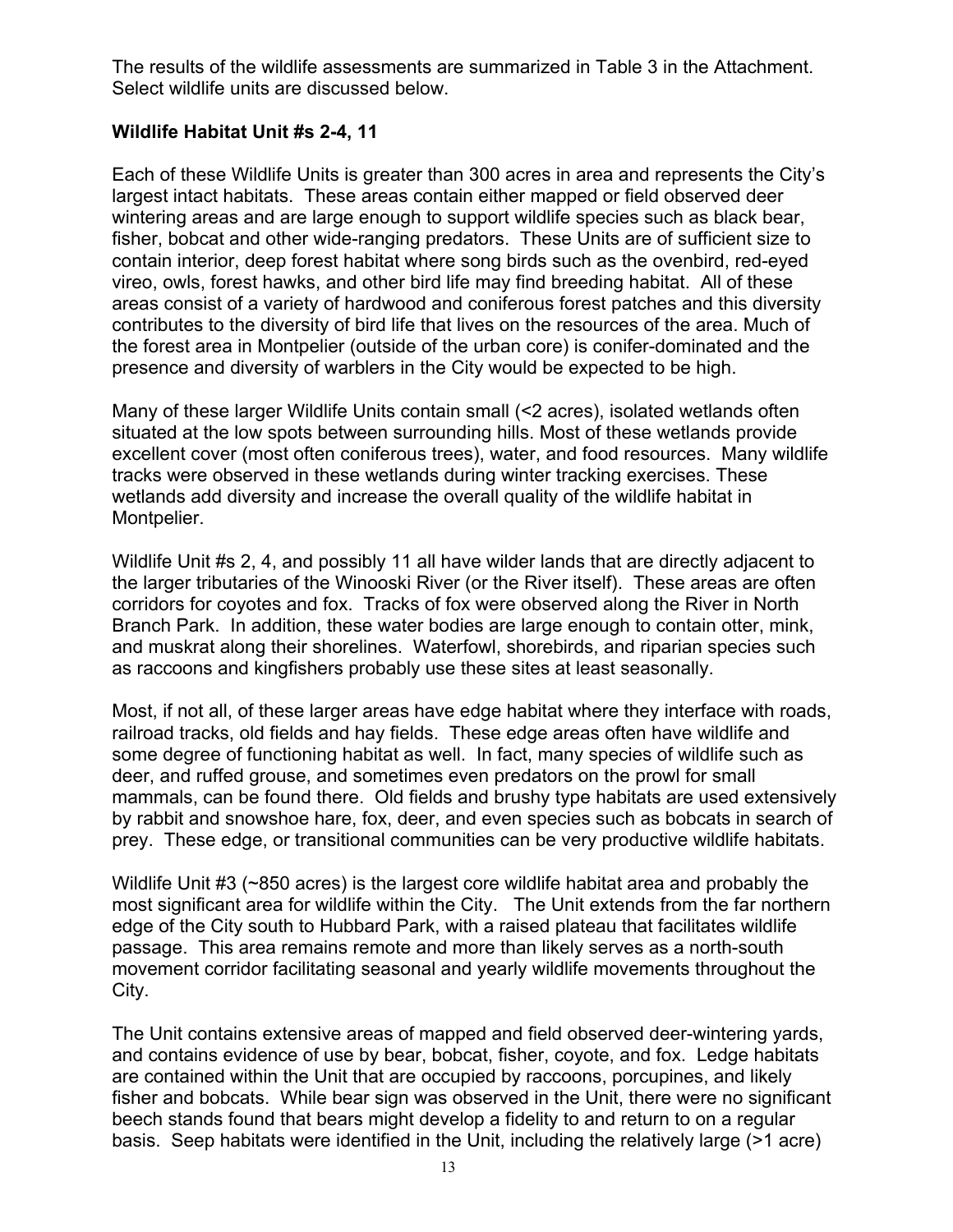The results of the wildlife assessments are summarized in Table 3 in the Attachment. Select wildlife units are discussed below.

**Wildlife Habitat Unit #s 2-4, 11**

Each of these Wildlife Units is greater than 300 acres in area and represents the City's largest intact habitats. These areas contain either mapped or field observed deer wintering areas and are large enough to support wildlife species such as black bear, fisher, bobcat and other wide-ranging predators. These Units are of sufficient size to contain interior, deep forest habitat where song birds such as the ovenbird, red-eyed vireo, owls, forest hawks, and other bird life may find breeding habitat. All of these areas consist of a variety of hardwood and coniferous forest patches and this diversity contributes to the diversity of bird life that lives on the resources of the area. Much of the forest area in Montpelier (outside of the urban core) is conifer-dominated and the presence and diversity of warblers in the City would be expected to be high.

Many of these larger Wildlife Units contain small (<2 acres), isolated wetlands often situated at the low spots between surrounding hills. Most of these wetlands provide excellent cover (most often coniferous trees), water, and food resources. Many wildlife tracks were observed in these wetlands during winter tracking exercises. These wetlands add diversity and increase the overall quality of the wildlife habitat in Montpelier.

Wildlife Unit #s 2, 4, and possibly 11 all have wilder lands that are directly adjacent to the larger tributaries of the Winooski River (or the River itself). These areas are often corridors for coyotes and fox. Tracks of fox were observed along the River in North Branch Park. In addition, these water bodies are large enough to contain otter, mink, and muskrat along their shorelines. Waterfowl, shorebirds, and riparian species such as raccoons and kingfishers probably use these sites at least seasonally.

Most, if not all, of these larger areas have edge habitat where they interface with roads, railroad tracks, old fields and hay fields. These edge areas often have wildlife and some degree of functioning habitat as well. In fact, many species of wildlife such as deer, and ruffed grouse, and sometimes even predators on the prowl for small mammals, can be found there. Old fields and brushy type habitats are used extensively by rabbit and snowshoe hare, fox, deer, and even species such as bobcats in search of prey. These edge, or transitional communities can be very productive wildlife habitats.

Wildlife Unit #3 (~850 acres) is the largest core wildlife habitat area and probably the most significant area for wildlife within the City. The Unit extends from the far northern edge of the City south to Hubbard Park, with a raised plateau that facilitates wildlife passage. This area remains remote and more than likely serves as a north-south movement corridor facilitating seasonal and yearly wildlife movements throughout the City.

The Unit contains extensive areas of mapped and field observed deer-wintering yards, and contains evidence of use by bear, bobcat, fisher, coyote, and fox. Ledge habitats are contained within the Unit that are occupied by raccoons, porcupines, and likely fisher and bobcats. While bear sign was observed in the Unit, there were no significant beech stands found that bears might develop a fidelity to and return to on a regular basis. Seep habitats were identified in the Unit, including the relatively large (>1 acre)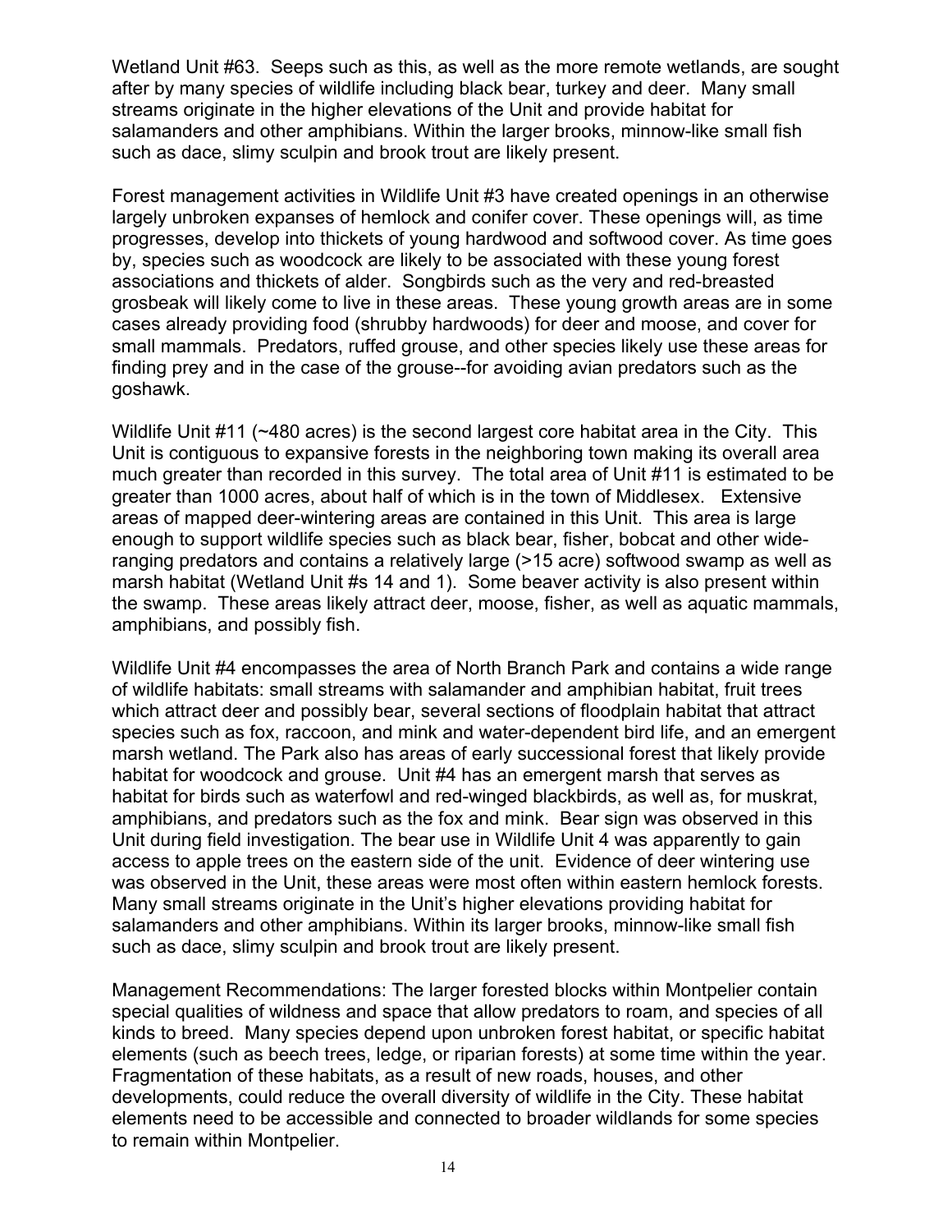Wetland Unit #63. Seeps such as this, as well as the more remote wetlands, are sought after by many species of wildlife including black bear, turkey and deer. Many small streams originate in the higher elevations of the Unit and provide habitat for salamanders and other amphibians. Within the larger brooks, minnow-like small fish such as dace, slimy sculpin and brook trout are likely present.

Forest management activities in Wildlife Unit #3 have created openings in an otherwise largely unbroken expanses of hemlock and conifer cover. These openings will, as time progresses, develop into thickets of young hardwood and softwood cover. As time goes by, species such as woodcock are likely to be associated with these young forest associations and thickets of alder. Songbirds such as the very and red-breasted grosbeak will likely come to live in these areas. These young growth areas are in some cases already providing food (shrubby hardwoods) for deer and moose, and cover for small mammals. Predators, ruffed grouse, and other species likely use these areas for finding prey and in the case of the grouse--for avoiding avian predators such as the goshawk.

Wildlife Unit #11 (~480 acres) is the second largest core habitat area in the City. This Unit is contiguous to expansive forests in the neighboring town making its overall area much greater than recorded in this survey. The total area of Unit #11 is estimated to be greater than 1000 acres, about half of which is in the town of Middlesex. Extensive areas of mapped deer-wintering areas are contained in this Unit. This area is large enough to support wildlife species such as black bear, fisher, bobcat and other wide-ranging predators and contains a relatively large (>15 acre) softwood swamp as well as marsh habitat (Wetland Unit #s 14 and 1). Some beaver activity is also present within the swamp. These areas likely attract deer, moose, fisher, as well as aquatic mammals, amphibians, and possibly fish.

Wildlife Unit #4 encompasses the area of North Branch Park and contains a wide range of wildlife habitats: small streams with salamander and amphibian habitat, fruit trees which attract deer and possibly bear, several sections of floodplain habitat that attract species such as fox, raccoon, and mink and water-dependent bird life, and an emergent marsh wetland. The Park also has areas of early successional forest that likely provide habitat for woodcock and grouse. Unit #4 has an emergent marsh that serves as habitat for birds such as waterfowl and red-winged blackbirds, as well as, for muskrat, amphibians, and predators such as the fox and mink. Bear sign was observed in this Unit during field investigation. The bear use in Wildlife Unit 4 was apparently to gain access to apple trees on the eastern side of the unit. Evidence of deer wintering use was observed in the Unit, these areas were most often within eastern hemlock forests. Many small streams originate in the Unit's higher elevations providing habitat for salamanders and other amphibians. Within its larger brooks, minnow-like small fish such as dace, slimy sculpin and brook trout are likely present.

Management Recommendations: The larger forested blocks within Montpelier contain special qualities of wildness and space that allow predators to roam, and species of all kinds to breed. Many species depend upon unbroken forest habitat, or specific habitat elements (such as beech trees, ledge, or riparian forests) at some time within the year. Fragmentation of these habitats, as a result of new roads, houses, and other developments, could reduce the overall diversity of wildlife in the City. These habitat elements need to be accessible and connected to broader wildlands for some species to remain within Montpelier.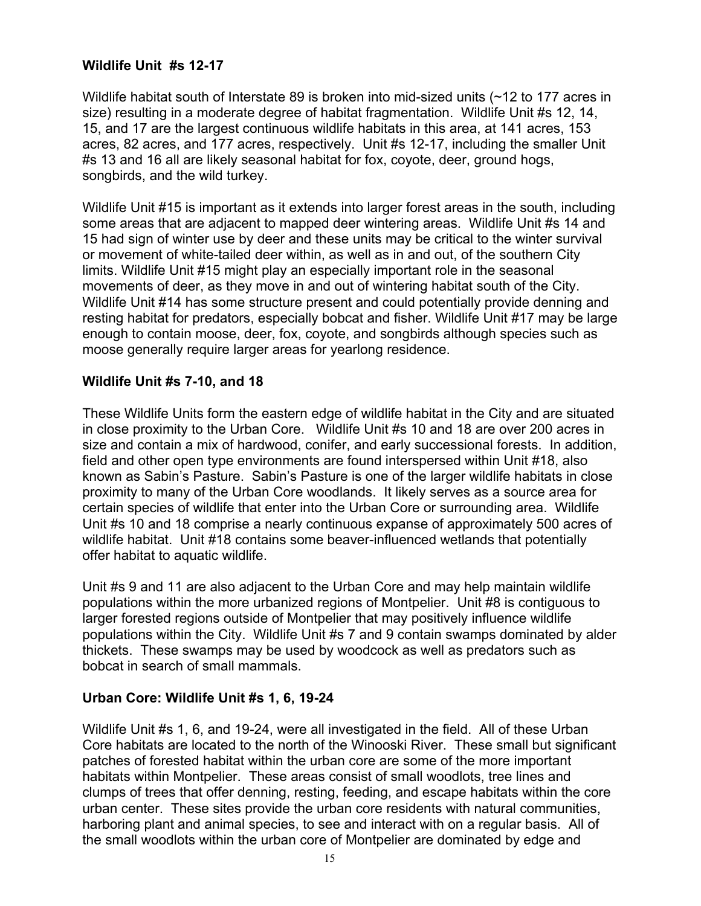### Wildlife Unit #s 12-17

Wildlife habitat south of Interstate 89 is broken into mid-sized units (~12 to 177 acres in size) resulting in a moderate degree of habitat fragmentation. Wildlife Unit #s 12, 14, 15, and 17 are the largest continuous wildlife habitats in this area, at 141 acres, 153 acres, 82 acres, and 177 acres, respectively. Unit #s 12-17, including the smaller Unit #s 13 and 16 all are likely seasonal habitat for fox, coyote, deer, ground hogs, songbirds, and the wild turkey.

Wildlife Unit #15 is important as it extends into larger forest areas in the south, including some areas that are adjacent to mapped deer wintering areas. Wildlife Unit #s 14 and 15 had sign of winter use by deer and these units may be critical to the winter survival or movement of white-tailed deer within, as well as in and out, of the southern City limits. Wildlife Unit #15 might play an especially important role in the seasonal movements of deer, as they move in and out of wintering habitat south of the City. Wildlife Unit #14 has some structure present and could potentially provide denning and resting habitat for predators, especially bobcat and fisher. Wildlife Unit #17 may be large enough to contain moose, deer, fox, coyote, and songbirds although species such as moose generally require larger areas for yearlong residence.

### Wildlife Unit #s 7-10, and 18

These Wildlife Units form the eastern edge of wildlife habitat in the City and are situated in close proximity to the Urban Core. Wildlife Unit #s 10 and 18 are over 200 acres in size and contain a mix of hardwood, conifer, and early successional forests. In addition, field and other open type environments are found interspersed within Unit #18, also known as Sabin's Pasture. Sabin's Pasture is one of the larger wildlife habitats in close proximity to many of the Urban Core woodlands. It likely serves as a source area for certain species of wildlife that enter into the Urban Core or surrounding area. Wildlife Unit #s 10 and 18 comprise a nearly continuous expanse of approximately 500 acres of wildlife habitat. Unit #18 contains some beaver-influenced wetlands that potentially offer habitat to aquatic wildlife.

Unit #s 9 and 11 are also adjacent to the Urban Core and may help maintain wildlife populations within the more urbanized regions of Montpelier. Unit #8 is contiguous to larger forested regions outside of Montpelier that may positively influence wildlife populations within the City. Wildlife Unit #s 7 and 9 contain swamps dominated by alder thickets. These swamps may be used by woodcock as well as predators such as bobcat in search of small mammals.

### Urban Core: Wildlife Unit #s 1, 6, 19-24

Wildlife Unit #s 1, 6, and 19-24, were all investigated in the field. All of these Urban Core habitats are located to the north of the Winooski River. These small but significant patches of forested habitat within the urban core are some of the more important habitats within Montpelier. These areas consist of small woodlots, tree lines and clumps of trees that offer denning, resting, feeding, and escape habitats within the core urban center. These sites provide the urban core residents with natural communities, harboring plant and animal species, to see and interact with on a regular basis. All of the small woodlots within the urban core of Montpelier are dominated by edge and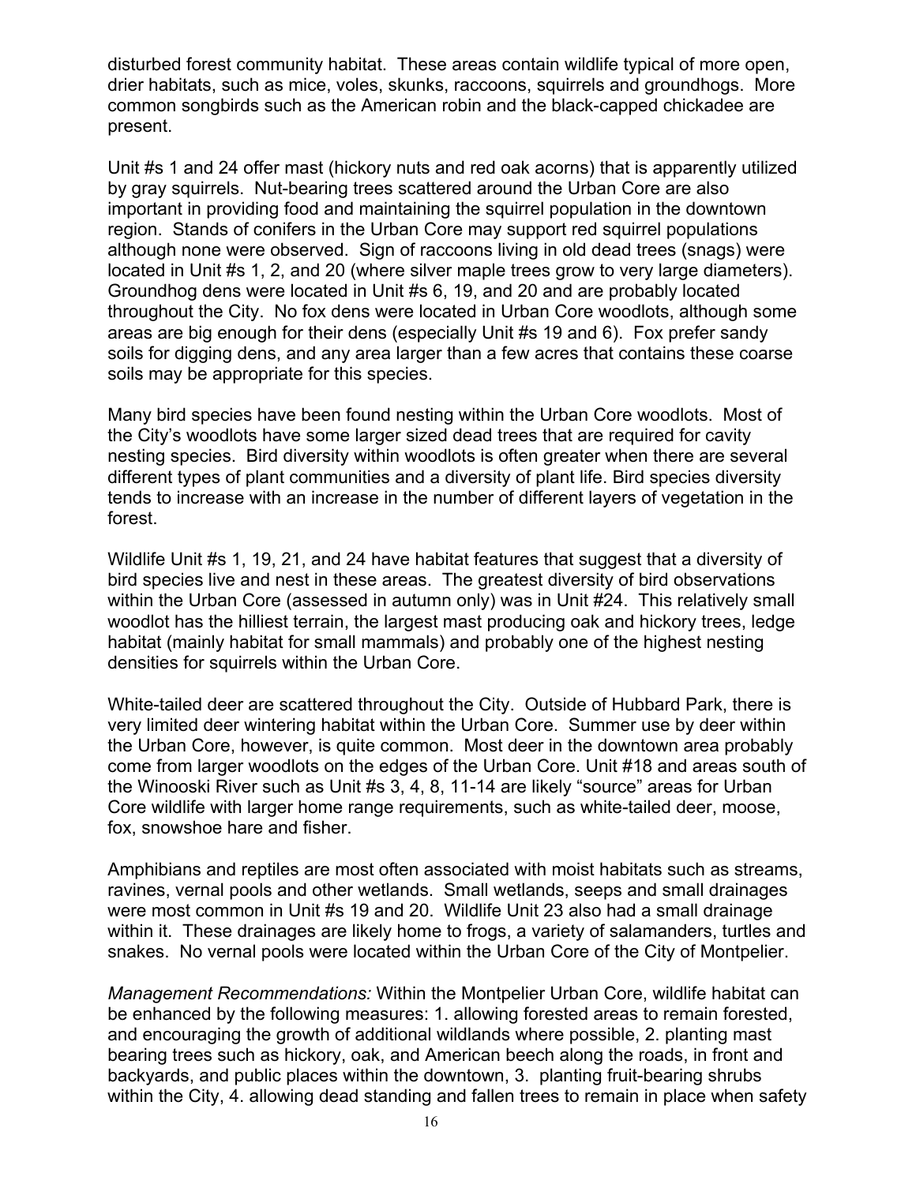disturbed forest community habitat. These areas contain wildlife typical of more open, drier habitats, such as mice, voles, skunks, raccoons, squirrels and groundhogs. More common songbirds such as the American robin and the black-capped chickadee are present.

Unit #s 1 and 24 offer mast (hickory nuts and red oak acorns) that is apparently utilized by gray squirrels. Nut-bearing trees scattered around the Urban Core are also important in providing food and maintaining the squirrel population in the downtown region. Stands of conifers in the Urban Core may support red squirrel populations although none were observed. Sign of raccoons living in old dead trees (snags) were located in Unit #s 1, 2, and 20 (where silver maple trees grow to very large diameters). Groundhog dens were located in Unit #s 6, 19, and 20 and are probably located throughout the City. No fox dens were located in Urban Core woodlots, although some areas are big enough for their dens (especially Unit #s 19 and 6). Fox prefer sandy soils for digging dens, and any area larger than a few acres that contains these coarse soils may be appropriate for this species.

Many bird species have been found nesting within the Urban Core woodlots. Most of the City's woodlots have some larger sized dead trees that are required for cavity nesting species. Bird diversity within woodlots is often greater when there are several different types of plant communities and a diversity of plant life. Bird species diversity tends to increase with an increase in the number of different layers of vegetation in the forest.

Wildlife Unit #s 1, 19, 21, and 24 have habitat features that suggest that a diversity of bird species live and nest in these areas. The greatest diversity of bird observations within the Urban Core (assessed in autumn only) was in Unit #24. This relatively small woodlot has the hilliest terrain, the largest mast producing oak and hickory trees, ledge habitat (mainly habitat for small mammals) and probably one of the highest nesting densities for squirrels within the Urban Core.

White-tailed deer are scattered throughout the City. Outside of Hubbard Park, there is very limited deer wintering habitat within the Urban Core. Summer use by deer within the Urban Core, however, is quite common. Most deer in the downtown area probably come from larger woodlots on the edges of the Urban Core. Unit #18 and areas south of the Winooski River such as Unit #s 3, 4, 8, 11-14 are likely "source" areas for Urban Core wildlife with larger home range requirements, such as white-tailed deer, moose, fox, snowshoe hare and fisher.

Amphibians and reptiles are most often associated with moist habitats such as streams, ravines, vernal pools and other wetlands. Small wetlands, seeps and small drainages were most common in Unit #s 19 and 20. Wildlife Unit 23 also had a small drainage within it. These drainages are likely home to frogs, a variety of salamanders, turtles and snakes. No vernal pools were located within the Urban Core of the City of Montpelier.

*Management Recommendations:* Within the Montpelier Urban Core, wildlife habitat can be enhanced by the following measures: 1. allowing forested areas to remain forested, and encouraging the growth of additional wildlands where possible, 2. planting mast bearing trees such as hickory, oak, and American beech along the roads, in front and backyards, and public places within the downtown, 3. planting fruit-bearing shrubs within the City, 4. allowing dead standing and fallen trees to remain in place when safety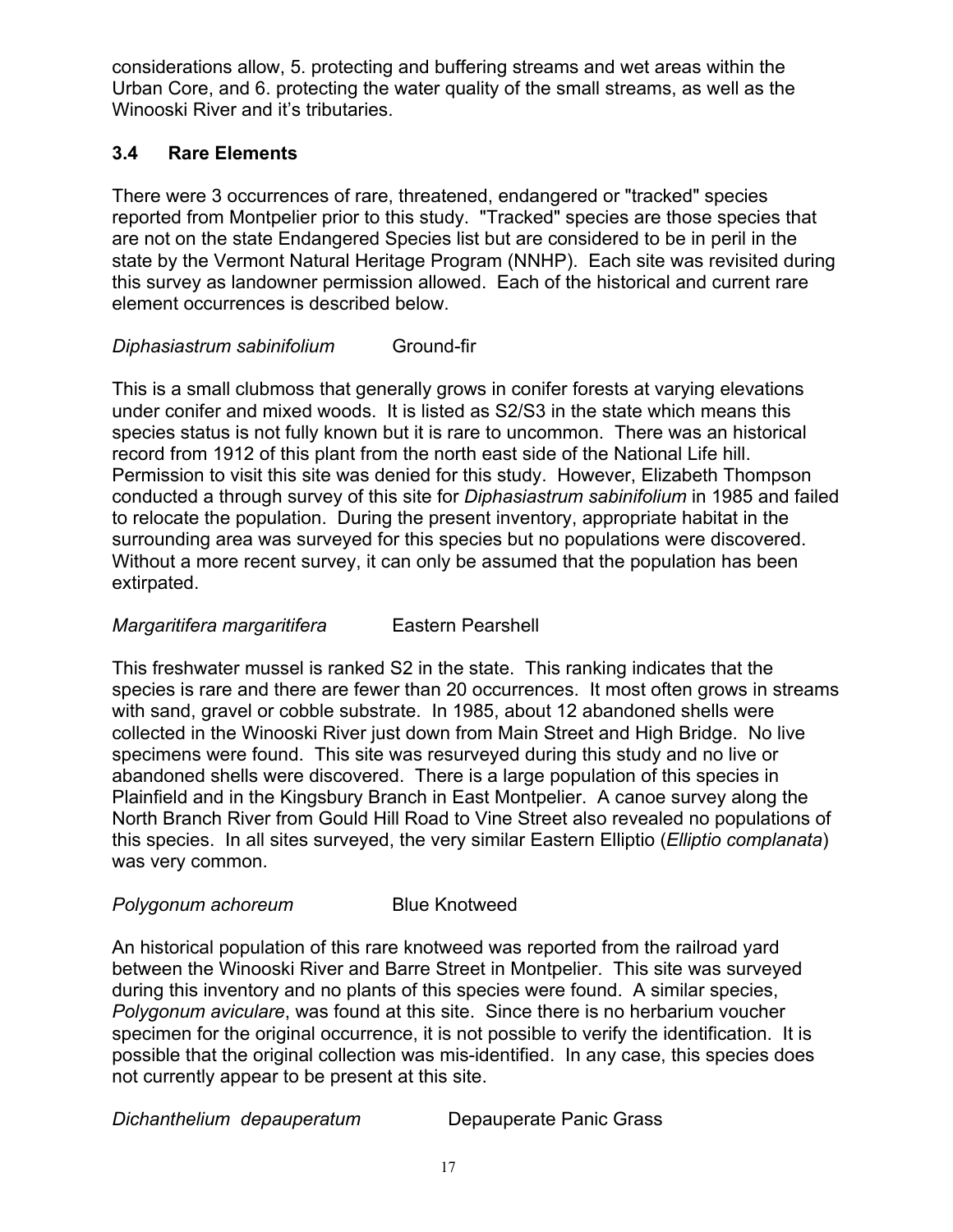considerations allow, 5. protecting and buffering streams and wet areas within the Urban Core, and 6. protecting the water quality of the small streams, as well as the Winooski River and it's tributaries.

### 3.4 Rare Elements

There were 3 occurrences of rare, threatened, endangered or "tracked" species reported from Montpelier prior to this study. "Tracked" species are those species that are not on the state Endangered Species list but are considered to be in peril in the state by the Vermont Natural Heritage Program (NNHP). Each site was revisited during this survey as landowner permission allowed. Each of the historical and current rare element occurrences is described below.

*Diphasiastrum sabinifolium* Ground-fir

This is a small clubmoss that generally grows in conifer forests at varying elevations under conifer and mixed woods. It is listed as S2/S3 in the state which means this species status is not fully known but it is rare to uncommon. There was an historical record from 1912 of this plant from the north east side of the National Life hill. Permission to visit this site was denied for this study. However, Elizabeth Thompson conducted a through survey of this site for *Diphasiastrum sabinifolium* in 1985 and failed to relocate the population. During the present inventory, appropriate habitat in the surrounding area was surveyed for this species but no populations were discovered. Without a more recent survey, it can only be assumed that the population has been extirpated.

*Margaritifera margaritifera* Eastern Pearshell

This freshwater mussel is ranked S2 in the state. This ranking indicates that the species is rare and there are fewer than 20 occurrences. It most often grows in streams with sand, gravel or cobble substrate. In 1985, about 12 abandoned shells were collected in the Winooski River just down from Main Street and High Bridge. No live specimens were found. This site was resurveyed during this study and no live or abandoned shells were discovered. There is a large population of this species in Plainfield and in the Kingsbury Branch in East Montpelier. A canoe survey along the North Branch River from Gould Hill Road to Vine Street also revealed no populations of this species. In all sites surveyed, the very similar Eastern Elliptio (*Elliptio complanata*) was very common.

*Polygonum achoreum* Blue Knotweed

An historical population of this rare knotweed was reported from the railroad yard between the Winooski River and Barre Street in Montpelier. This site was surveyed during this inventory and no plants of this species were found. A similar species, *Polygonum aviculare*, was found at this site. Since there is no herbarium voucher specimen for the original occurrence, it is not possible to verify the identification. It is possible that the original collection was mis-identified. In any case, this species does not currently appear to be present at this site.

*Dichanthelium depauperatum* Depauperate Panic Grass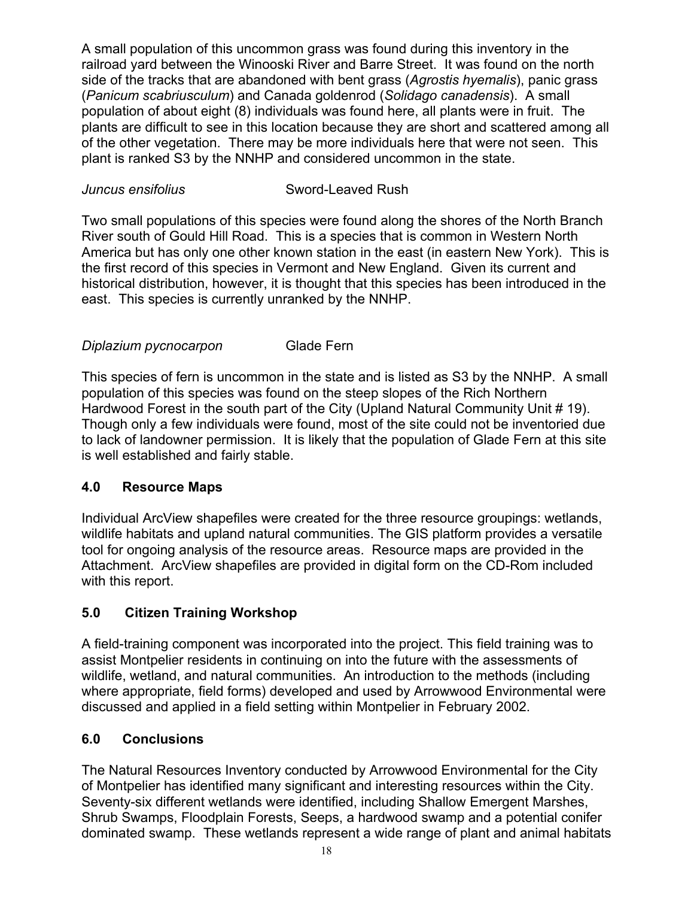A small population of this uncommon grass was found during this inventory in the railroad yard between the Winooski River and Barre Street. It was found on the north side of the tracks that are abandoned with bent grass (*Agrostis hyemalis*), panic grass (*Panicum scabriusculum*) and Canada goldenrod (*Solidago canadensis*). A small population of about eight (8) individuals was found here, all plants were in fruit. The plants are difficult to see in this location because they are short and scattered among all of the other vegetation. There may be more individuals here that were not seen. This plant is ranked S3 by the NNHP and considered uncommon in the state.

*Juncus ensifolius* Sword-Leaved Rush

Two small populations of this species were found along the shores of the North Branch River south of Gould Hill Road. This is a species that is common in Western North America but has only one other known station in the east (in eastern New York). This is the first record of this species in Vermont and New England. Given its current and historical distribution, however, it is thought that this species has been introduced in the east. This species is currently unranked by the NNHP.

*Diplazium pycnocarpon* Glade Fern

This species of fern is uncommon in the state and is listed as S3 by the NNHP. A small population of this species was found on the steep slopes of the Rich Northern Hardwood Forest in the south part of the City (Upland Natural Community Unit # 19). Though only a few individuals were found, most of the site could not be inventoried due to lack of landowner permission. It is likely that the population of Glade Fern at this site is well established and fairly stable.

## 4.0 Resource Maps

Individual ArcView shapefiles were created for the three resource groupings: wetlands, wildlife habitats and upland natural communities. The GIS platform provides a versatile tool for ongoing analysis of the resource areas. Resource maps are provided in the Attachment. ArcView shapefiles are provided in digital form on the CD-Rom included with this report.

## 5.0 Citizen Training Workshop

A field-training component was incorporated into the project. This field training was to assist Montpelier residents in continuing on into the future with the assessments of wildlife, wetland, and natural communities. An introduction to the methods (including where appropriate, field forms) developed and used by Arrowwood Environmental were discussed and applied in a field setting within Montpelier in February 2002.

## 6.0 Conclusions

The Natural Resources Inventory conducted by Arrowwood Environmental for the City of Montpelier has identified many significant and interesting resources within the City. Seventy-six different wetlands were identified, including Shallow Emergent Marshes, Shrub Swamps, Floodplain Forests, Seeps, a hardwood swamp and a potential conifer dominated swamp. These wetlands represent a wide range of plant and animal habitats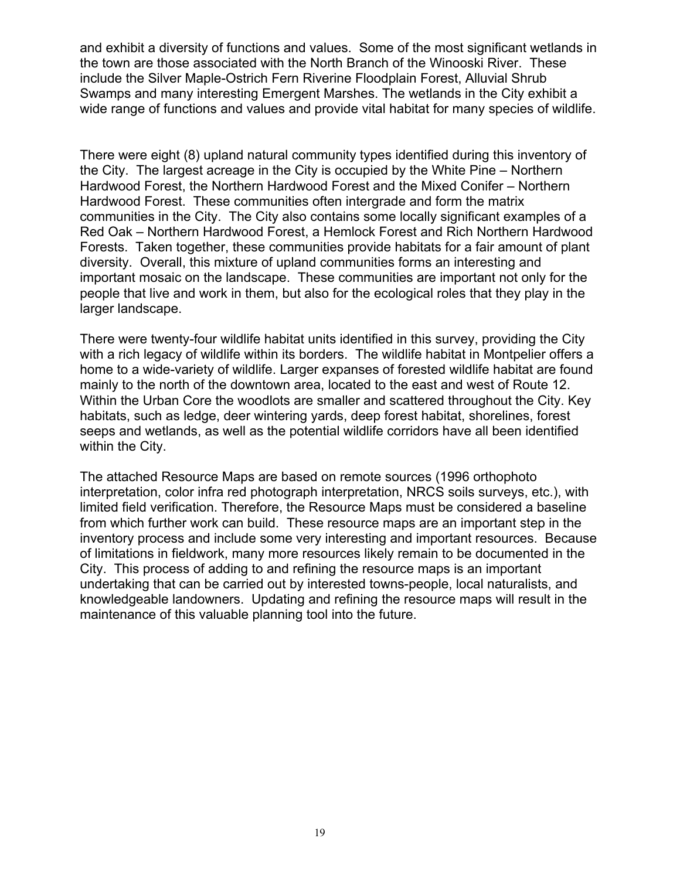and exhibit a diversity of functions and values. Some of the most significant wetlands in the town are those associated with the North Branch of the Winooski River. These include the Silver Maple-Ostrich Fern Riverine Floodplain Forest, Alluvial Shrub Swamps and many interesting Emergent Marshes. The wetlands in the City exhibit a wide range of functions and values and provide vital habitat for many species of wildlife.

There were eight (8) upland natural community types identified during this inventory of the City. The largest acreage in the City is occupied by the White Pine – Northern Hardwood Forest, the Northern Hardwood Forest and the Mixed Conifer – Northern Hardwood Forest. These communities often intergrade and form the matrix communities in the City. The City also contains some locally significant examples of a Red Oak – Northern Hardwood Forest, a Hemlock Forest and Rich Northern Hardwood Forests. Taken together, these communities provide habitats for a fair amount of plant diversity. Overall, this mixture of upland communities forms an interesting and important mosaic on the landscape. These communities are important not only for the people that live and work in them, but also for the ecological roles that they play in the larger landscape.

There were twenty-four wildlife habitat units identified in this survey, providing the City with a rich legacy of wildlife within its borders. The wildlife habitat in Montpelier offers a home to a wide-variety of wildlife. Larger expanses of forested wildlife habitat are found mainly to the north of the downtown area, located to the east and west of Route 12. Within the Urban Core the woodlots are smaller and scattered throughout the City. Key habitats, such as ledge, deer wintering yards, deep forest habitat, shorelines, forest seeps and wetlands, as well as the potential wildlife corridors have all been identified within the City.

The attached Resource Maps are based on remote sources (1996 orthophoto interpretation, color infra red photograph interpretation, NRCS soils surveys, etc.), with limited field verification. Therefore, the Resource Maps must be considered a baseline from which further work can build. These resource maps are an important step in the inventory process and include some very interesting and important resources. Because of limitations in fieldwork, many more resources likely remain to be documented in the City. This process of adding to and refining the resource maps is an important undertaking that can be carried out by interested towns-people, local naturalists, and knowledgeable landowners. Updating and refining the resource maps will result in the maintenance of this valuable planning tool into the future.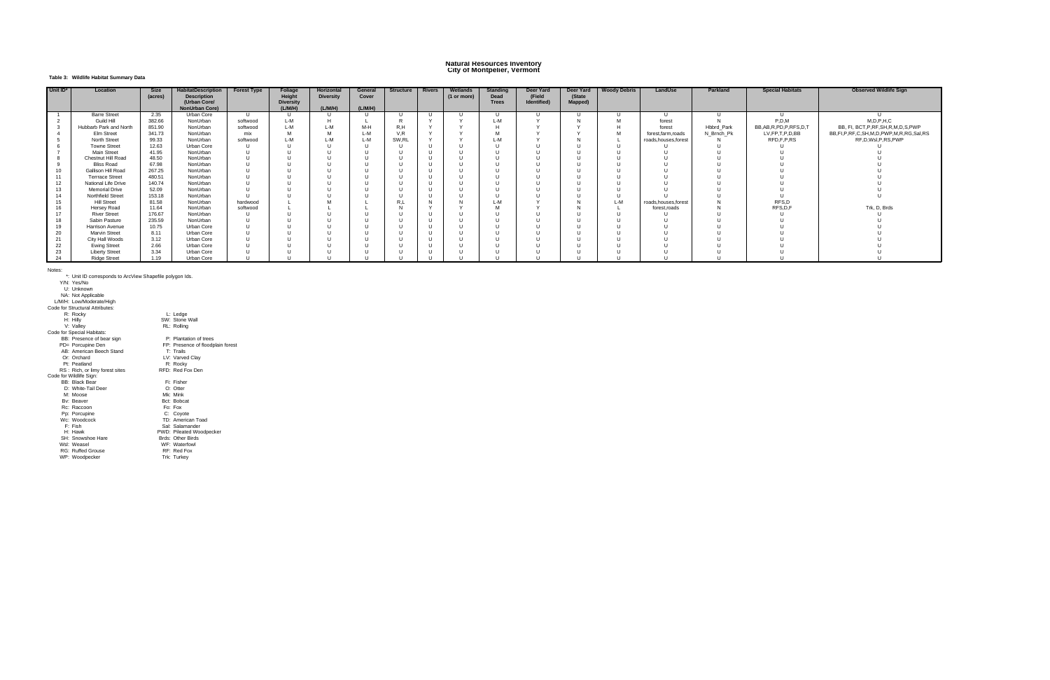# Natural Resources Inventory
## City of Montpelier, Vermont

**Table 3: Wildlife Habitat Summary Data**

| Unit ID* | Location | Size (acres) | HabitatDescription (Urban Core/ NonUrban Core) | Forest Type | Foliage Height Diversity (L/M/H) | Horizontal Diversity (L/M/H) | General Cover (L/M/H) | Structure | Rivers | Wetlands (1 or more) | Standing Dead Trees | Deer Yard (Field Identified) | Deer Yard (State Mapped) | Woody Debris | LandUse | Parkland | Special Habitats | Observed Wildlife Sign |
|---|---|---|---|---|---|---|---|---|---|---|---|---|---|---|---|---|---|---|
| 1 | Barre Street | 2.35 | Urban Core | U | U | U | U | U | U | U | U | U | U | U | U | U | U | U |
| 2 | Guild Hill | 382.66 | NonUrban | softwood | L-M | H | L | R | Y | Y | L-M | Y | N | M | forest | N | P,D,M | M,D,P,H,C |
| 3 | Hubbarb Park and North | 851.90 | NonUrban | softwood | L-M | L-M | M-H | R,H | Y | Y | H | Y | Y | H | forest | Hbbrd_Park | BB,AB,R,PD,P,RFS,D,T | BB, FI, BCT,P,RF,SH,R,M,D,S,PWP |
| 4 | Elm Street | 341.73 | NonUrban | mix | M | M | L-M | V,R | Y | Y | M | Y | Y | M | forest,farm,roads | N_Brnch_Pk | LV,FP,T,P,D,BB | BB,FI,P,RF,C,SH,M,D,PWP,M,R,RG,Sal,RS |
| 5 | North Street | 99.33 | NonUrban | softwood | L-M | L-M | L-M | SW,RL | Y | Y | L-M | Y | N | L | roads,houses,forest | N | RFD,F,P,RS | RF,D,Wsl,P,RS,PWP |
| 6 | Towne Street | 12.63 | Urban Core | U | U | U | U | U | U | U | U | U | U | U | U | U | U | U |
| 7 | Main Street | 41.95 | NonUrban | U | U | U | U | U | U | U | U | U | U | U | U | U | U | U |
| 8 | Chestnut Hill Road | 48.50 | NonUrban | U | U | U | U | U | U | U | U | U | U | U | U | U | U | U |
| 9 | Bliss Road | 67.98 | NonUrban | U | U | U | U | U | U | U | U | U | U | U | U | U | U | U |
| 10 | Gallison Hill Road | 267.25 | NonUrban | U | U | U | U | U | U | U | U | U | U | U | U | U | U | U |
| 11 | Terrrace Street | 480.51 | NonUrban | U | U | U | U | U | U | U | U | U | U | U | U | U | U | U |
| 12 | National Life Drive | 140.74 | NonUrban | U | U | U | U | U | U | U | U | U | U | U | U | U | U | U |
| 13 | Memorial Drive | 52.09 | NonUrban | U | U | U | U | U | U | U | U | U | U | U | U | U | U | U |
| 14 | Northfield Street | 153.18 | NonUrban | U | U | U | U | U | U | U | U | U | U | U | U | U | U | U |
| 15 | Hill Street | 81.58 | NonUrban | hardwood | L | M | L | R,L | N | N | L-M | Y | N | L-M | roads,houses,forest | N | RFS,D | |
| 16 | Hersey Road | 11.64 | NonUrban | softwood | L | L | L | N | Y | Y | M | Y | N | L | forest,roads | N | RFS,D,F | Trk, D, Brds |
| 17 | River Street | 176.67 | NonUrban | U | U | U | U | U | U | U | U | U | U | U | U | U | U | U |
| 18 | Sabin Pasture | 235.59 | NonUrban | U | U | U | U | U | U | U | U | U | U | U | U | U | U | U |
| 19 | Harrison Avenue | 10.75 | Urban Core | U | U | U | U | U | U | U | U | U | U | U | U | U | U | U |
| 20 | Marvin Street | 8.11 | Urban Core | U | U | U | U | U | U | U | U | U | U | U | U | U | U | U |
| 21 | City Hall Woods | 3.12 | Urban Core | U | U | U | U | U | U | U | U | U | U | U | U | U | U | U |
| 22 | Ewing Street | 2.66 | Urban Core | U | U | U | U | U | U | U | U | U | U | U | U | U | U | U |
| 23 | Liberty Street | 3.34 | Urban Core | U | U | U | U | U | U | U | U | U | U | U | U | U | U | U |
| 24 | Ridge Street | 1.19 | Urban Core | U | U | U | U | U | U | U | U | U | U | U | U | U | U | U |

Notes:

*: Unit ID corresponds to ArcView Shapefile polygon Ids.
Y/N: Yes/No
U: Unknown
NA: Not Applicable
L/M/H: Low/Moderate/High

Code for Structural Attributes:
- R: Rocky
- H: Hilly
- V: Valley
- L: Ledge
- SW: Stone Wall
- RL: Rolling

Code for Special Habitats:
- BB: Presence of bear sign
- PD= Porcupine Den
- AB: American Beech Stand
- Or: Orchard
- Pt: Peatland
- RS : Rich, or limy forest sites
- P: Plantation of trees
- FP: Presence of floodplain forest
- T: Trails
- LV: Varved Clay
- R: Rocky
- RFD: Red Fox Den

Code for Wildlife Sign:
- BB: Black Bear
- D: White-Tail Deer
- M: Moose
- Bv: Beaver
- Rc: Raccoon
- Pp: Porcupine
- Wc: Woodcock
- F: Fish
- H: Hawk
- SH: Snowshoe Hare
- Wsl: Weasel
- RG: Ruffed Grouse
- WP: Woodpecker
- Fi: Fisher
- O: Otter
- Mk: Mink
- Bct: Bobcat
- Fo: Fox
- C: Coyote
- TD: American Toad
- Sal: Salamander
- PWD: Pileated Woodpecker
- Brds: Other Birds
- WF: Waterfowl
- RF: Red Fox
- Trk: Turkey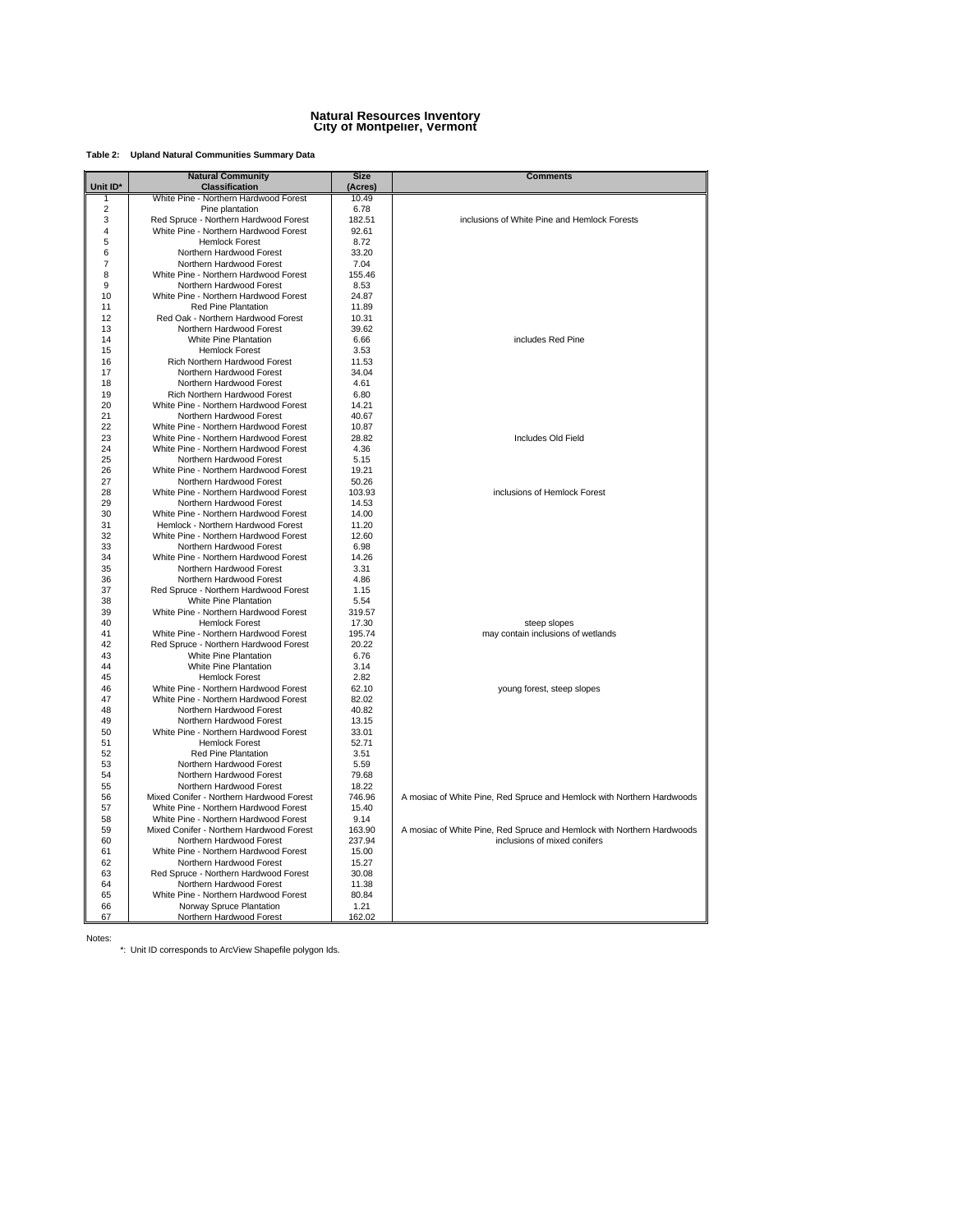# Natural Resources Inventory
## City of Montpelier, Vermont

**Table 2: Upland Natural Communities Summary Data**

| Unit ID* | Natural Community Classification | Size (Acres) | Comments |
|---|---|---|---|
| 1 | White Pine - Northern Hardwood Forest | 10.49 | |
| 2 | Pine plantation | 6.78 | |
| 3 | Red Spruce - Northern Hardwood Forest | 182.51 | inclusions of White Pine and Hemlock Forests |
| 4 | White Pine - Northern Hardwood Forest | 92.61 | |
| 5 | Hemlock Forest | 8.72 | |
| 6 | Northern Hardwood Forest | 33.20 | |
| 7 | Northern Hardwood Forest | 7.04 | |
| 8 | White Pine - Northern Hardwood Forest | 155.46 | |
| 9 | Northern Hardwood Forest | 8.53 | |
| 10 | White Pine - Northern Hardwood Forest | 24.87 | |
| 11 | Red Pine Plantation | 11.89 | |
| 12 | Red Oak - Northern Hardwood Forest | 10.31 | |
| 13 | Northern Hardwood Forest | 39.62 | |
| 14 | White Pine Plantation | 6.66 | includes Red Pine |
| 15 | Hemlock Forest | 3.53 | |
| 16 | Rich Northern Hardwood Forest | 11.53 | |
| 17 | Northern Hardwood Forest | 34.04 | |
| 18 | Northern Hardwood Forest | 4.61 | |
| 19 | Rich Northern Hardwood Forest | 6.80 | |
| 20 | White Pine - Northern Hardwood Forest | 14.21 | |
| 21 | Northern Hardwood Forest | 40.67 | |
| 22 | White Pine - Northern Hardwood Forest | 10.87 | |
| 23 | White Pine - Northern Hardwood Forest | 28.82 | Includes Old Field |
| 24 | White Pine - Northern Hardwood Forest | 4.36 | |
| 25 | Northern Hardwood Forest | 5.15 | |
| 26 | White Pine - Northern Hardwood Forest | 19.21 | |
| 27 | Northern Hardwood Forest | 50.26 | |
| 28 | White Pine - Northern Hardwood Forest | 103.93 | inclusions of Hemlock Forest |
| 29 | Northern Hardwood Forest | 14.53 | |
| 30 | White Pine - Northern Hardwood Forest | 14.00 | |
| 31 | Hemlock - Northern Hardwood Forest | 11.20 | |
| 32 | White Pine - Northern Hardwood Forest | 12.60 | |
| 33 | Northern Hardwood Forest | 6.98 | |
| 34 | White Pine - Northern Hardwood Forest | 14.26 | |
| 35 | Northern Hardwood Forest | 3.31 | |
| 36 | Northern Hardwood Forest | 4.86 | |
| 37 | Red Spruce - Northern Hardwood Forest | 1.15 | |
| 38 | White Pine Plantation | 5.54 | |
| 39 | White Pine - Northern Hardwood Forest | 319.57 | |
| 40 | Hemlock Forest | 17.30 | steep slopes |
| 41 | White Pine - Northern Hardwood Forest | 195.74 | may contain inclusions of wetlands |
| 42 | Red Spruce - Northern Hardwood Forest | 20.22 | |
| 43 | White Pine Plantation | 6.76 | |
| 44 | White Pine Plantation | 3.14 | |
| 45 | Hemlock Forest | 2.82 | |
| 46 | White Pine - Northern Hardwood Forest | 62.10 | young forest, steep slopes |
| 47 | White Pine - Northern Hardwood Forest | 82.02 | |
| 48 | Northern Hardwood Forest | 40.82 | |
| 49 | Northern Hardwood Forest | 13.15 | |
| 50 | White Pine - Northern Hardwood Forest | 33.01 | |
| 51 | Hemlock Forest | 52.71 | |
| 52 | Red Pine Plantation | 3.51 | |
| 53 | Northern Hardwood Forest | 5.59 | |
| 54 | Northern Hardwood Forest | 79.68 | |
| 55 | Northern Hardwood Forest | 18.22 | |
| 56 | Mixed Conifer - Northern Hardwood Forest | 746.96 | A mosiac of White Pine, Red Spruce and Hemlock with Northern Hardwoods |
| 57 | White Pine - Northern Hardwood Forest | 15.40 | |
| 58 | White Pine - Northern Hardwood Forest | 9.14 | |
| 59 | Mixed Conifer - Northern Hardwood Forest | 163.90 | A mosiac of White Pine, Red Spruce and Hemlock with Northern Hardwoods |
| 60 | Northern Hardwood Forest | 237.94 | inclusions of mixed conifers |
| 61 | White Pine - Northern Hardwood Forest | 15.00 | |
| 62 | Northern Hardwood Forest | 15.27 | |
| 63 | Red Spruce - Northern Hardwood Forest | 30.08 | |
| 64 | Northern Hardwood Forest | 11.38 | |
| 65 | White Pine - Northern Hardwood Forest | 80.84 | |
| 66 | Norway Spruce Plantation | 1.21 | |
| 67 | Northern Hardwood Forest | 162.02 | |

Notes:

*: Unit ID corresponds to ArcView Shapefile polygon Ids.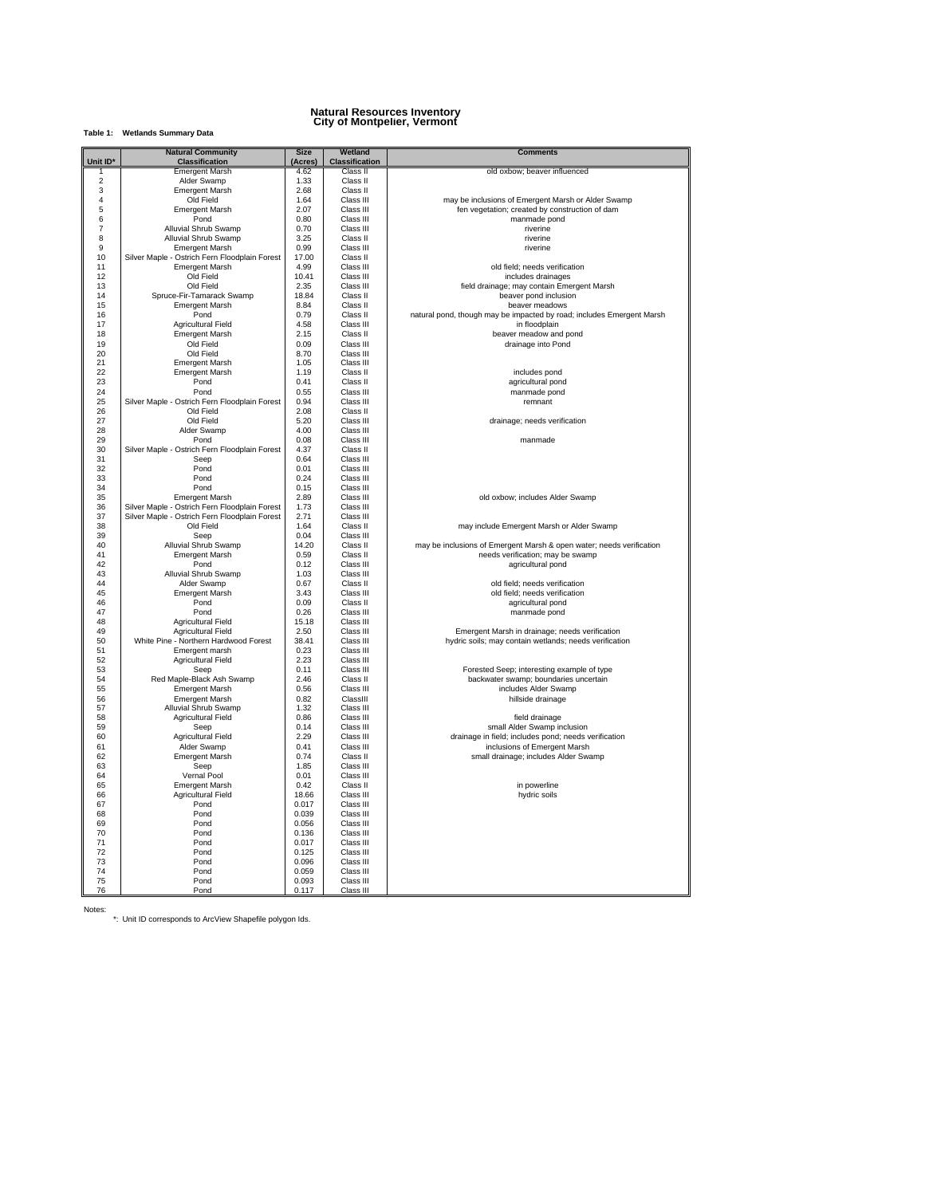# Natural Resources Inventory
## City of Montpelier, Vermont

**Table 1: Wetlands Summary Data**

| Unit ID* | Natural Community Classification | Size (Acres) | Wetland Classification | Comments |
|---|---|---|---|---|
| 1 | Emergent Marsh | 4.62 | Class II | old oxbow; beaver influenced |
| 2 | Alder Swamp | 1.33 | Class II | |
| 3 | Emergent Marsh | 2.68 | Class II | |
| 4 | Old Field | 1.64 | Class III | may be inclusions of Emergent Marsh or Alder Swamp |
| 5 | Emergent Marsh | 2.07 | Class III | fen vegetation; created by construction of dam |
| 6 | Pond | 0.80 | Class III | manmade pond |
| 7 | Alluvial Shrub Swamp | 0.70 | Class III | riverine |
| 8 | Alluvial Shrub Swamp | 3.25 | Class II | riverine |
| 9 | Emergent Marsh | 0.99 | Class III | riverine |
| 10 | Silver Maple - Ostrich Fern Floodplain Forest | 17.00 | Class II | |
| 11 | Emergent Marsh | 4.99 | Class III | old field; needs verification |
| 12 | Old Field | 10.41 | Class III | includes drainages |
| 13 | Old Field | 2.35 | Class III | field drainage; may contain Emergent Marsh |
| 14 | Spruce-Fir-Tamarack Swamp | 18.84 | Class II | beaver pond inclusion |
| 15 | Emergent Marsh | 8.84 | Class II | beaver meadows |
| 16 | Pond | 0.79 | Class II | natural pond, though may be impacted by road; includes Emergent Marsh |
| 17 | Agricultural Field | 4.58 | Class III | in floodplain |
| 18 | Emergent Marsh | 2.15 | Class II | beaver meadow and pond |
| 19 | Old Field | 0.09 | Class III | drainage into Pond |
| 20 | Old Field | 8.70 | Class III | |
| 21 | Emergent Marsh | 1.05 | Class III | |
| 22 | Emergent Marsh | 1.19 | Class II | includes pond |
| 23 | Pond | 0.41 | Class II | agricultural pond |
| 24 | Pond | 0.55 | Class III | manmade pond |
| 25 | Silver Maple - Ostrich Fern Floodplain Forest | 0.94 | Class III | remnant |
| 26 | Old Field | 2.08 | Class II | |
| 27 | Old Field | 5.20 | Class III | drainage; needs verification |
| 28 | Alder Swamp | 4.00 | Class III | |
| 29 | Pond | 0.08 | Class III | manmade |
| 30 | Silver Maple - Ostrich Fern Floodplain Forest | 4.37 | Class II | |
| 31 | Seep | 0.64 | Class III | |
| 32 | Pond | 0.01 | Class III | |
| 33 | Pond | 0.24 | Class III | |
| 34 | Pond | 0.15 | Class III | |
| 35 | Emergent Marsh | 2.89 | Class III | old oxbow; includes Alder Swamp |
| 36 | Silver Maple - Ostrich Fern Floodplain Forest | 1.73 | Class III | |
| 37 | Silver Maple - Ostrich Fern Floodplain Forest | 2.71 | Class III | |
| 38 | Old Field | 1.64 | Class II | may include Emergent Marsh or Alder Swamp |
| 39 | Seep | 0.04 | Class III | |
| 40 | Alluvial Shrub Swamp | 14.20 | Class II | may be inclusions of Emergent Marsh & open water; needs verification |
| 41 | Emergent Marsh | 0.59 | Class II | needs verification; may be swamp |
| 42 | Pond | 0.12 | Class III | agricultural pond |
| 43 | Alluvial Shrub Swamp | 1.03 | Class III | |
| 44 | Alder Swamp | 0.67 | Class II | old field; needs verification |
| 45 | Emergent Marsh | 3.43 | Class III | old field; needs verification |
| 46 | Pond | 0.09 | Class II | agricultural pond |
| 47 | Pond | 0.26 | Class III | manmade pond |
| 48 | Agricultural Field | 15.18 | Class III | |
| 49 | Agricultural Field | 2.50 | Class III | Emergent Marsh in drainage; needs verification |
| 50 | White Pine - Northern Hardwood Forest | 38.41 | Class III | hydric soils; may contain wetlands; needs verification |
| 51 | Emergent marsh | 0.23 | Class III | |
| 52 | Agricultural Field | 2.23 | Class III | |
| 53 | Seep | 0.11 | Class III | Forested Seep; interesting example of type |
| 54 | Red Maple-Black Ash Swamp | 2.46 | Class II | backwater swamp; boundaries uncertain |
| 55 | Emergent Marsh | 0.56 | Class III | includes Alder Swamp |
| 56 | Emergent Marsh | 0.82 | ClassIII | hillside drainage |
| 57 | Alluvial Shrub Swamp | 1.32 | Class III | |
| 58 | Agricultural Field | 0.86 | Class III | field drainage |
| 59 | Seep | 0.14 | Class III | small Alder Swamp inclusion |
| 60 | Agricultural Field | 2.29 | Class III | drainage in field; includes pond; needs verification |
| 61 | Alder Swamp | 0.41 | Class III | inclusions of Emergent Marsh |
| 62 | Emergent Marsh | 0.74 | Class II | small drainage; includes Alder Swamp |
| 63 | Seep | 1.85 | Class III | |
| 64 | Vernal Pool | 0.01 | Class III | |
| 65 | Emergent Marsh | 0.42 | Class II | in powerline |
| 66 | Agricultural Field | 18.66 | Class III | hydric soils |
| 67 | Pond | 0.017 | Class III | |
| 68 | Pond | 0.039 | Class III | |
| 69 | Pond | 0.056 | Class III | |
| 70 | Pond | 0.136 | Class III | |
| 71 | Pond | 0.017 | Class III | |
| 72 | Pond | 0.125 | Class III | |
| 73 | Pond | 0.096 | Class III | |
| 74 | Pond | 0.059 | Class III | |
| 75 | Pond | 0.093 | Class III | |
| 76 | Pond | 0.117 | Class III | |

Notes:

*: Unit ID corresponds to ArcView Shapefile polygon Ids.